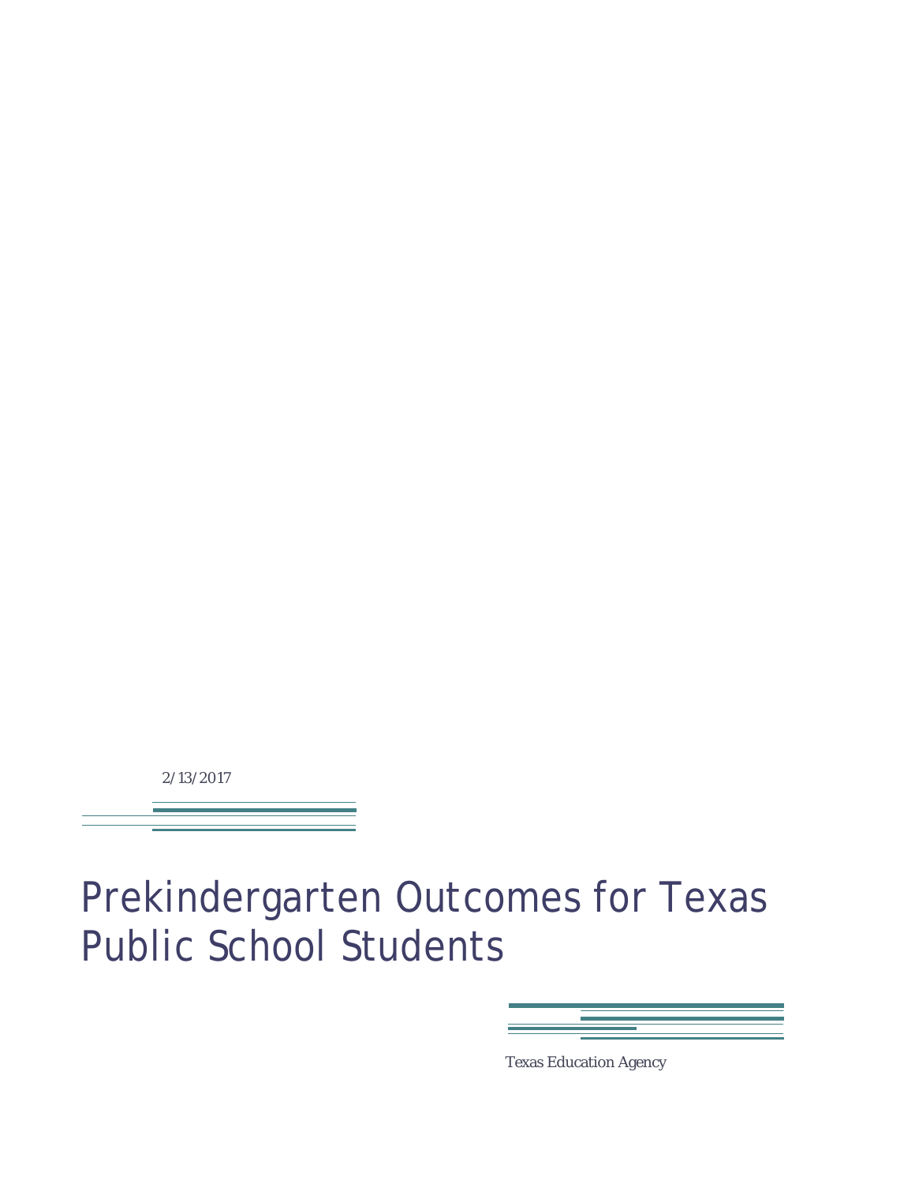2/13/2017

# Prekindergarten Outcomes for Texas Public School Students

Texas Education Agency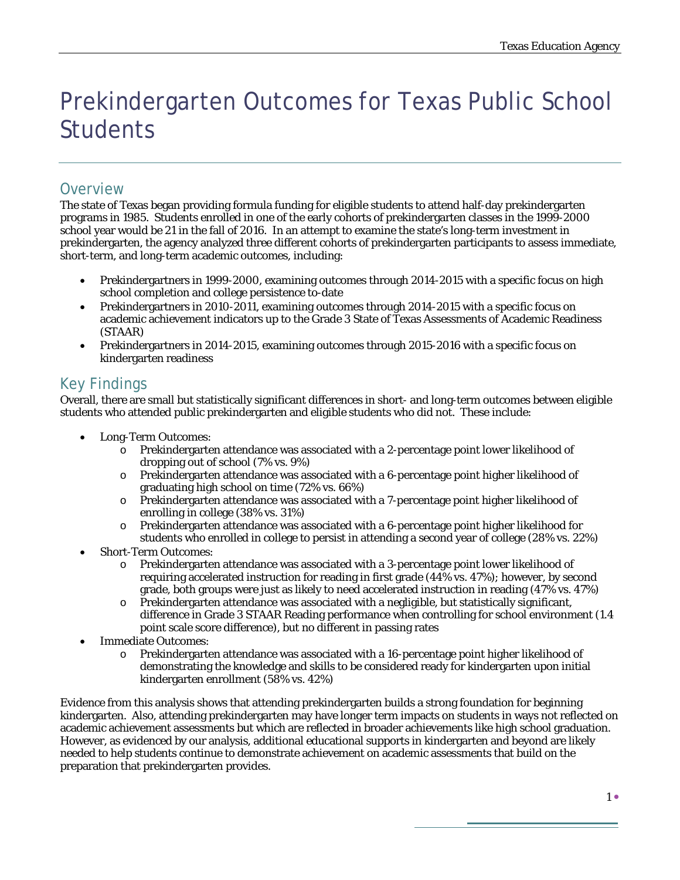# Prekindergarten Outcomes for Texas Public School Students

## Overview

The state of Texas began providing formula funding for eligible students to attend half-day prekindergarten programs in 1985. Students enrolled in one of the early cohorts of prekindergarten classes in the 1999-2000 school year would be 21 in the fall of 2016. In an attempt to examine the state's long-term investment in prekindergarten, the agency analyzed three different cohorts of prekindergarten participants to assess immediate, short-term, and long-term academic outcomes, including:

- Prekindergartners in 1999-2000, examining outcomes through 2014-2015 with a specific focus on high school completion and college persistence to-date
- Prekindergartners in 2010-2011, examining outcomes through 2014-2015 with a specific focus on academic achievement indicators up to the Grade 3 State of Texas Assessments of Academic Readiness (STAAR)
- Prekindergartners in 2014-2015, examining outcomes through 2015-2016 with a specific focus on kindergarten readiness

## Key Findings

Overall, there are small but statistically significant differences in short- and long-term outcomes between eligible students who attended public prekindergarten and eligible students who did not. These include:

- Long-Term Outcomes:
  - Prekindergarten attendance was associated with a 2-percentage point lower likelihood of dropping out of school (7% vs. 9%)
  - Prekindergarten attendance was associated with a 6-percentage point higher likelihood of graduating high school on time (72% vs. 66%)
  - Prekindergarten attendance was associated with a 7-percentage point higher likelihood of enrolling in college (38% vs. 31%)
  - Prekindergarten attendance was associated with a 6-percentage point higher likelihood for students who enrolled in college to persist in attending a second year of college (28% vs. 22%)
- Short-Term Outcomes:
  - Prekindergarten attendance was associated with a 3-percentage point lower likelihood of requiring accelerated instruction for reading in first grade (44% vs. 47%); however, by second grade, both groups were just as likely to need accelerated instruction in reading (47% vs. 47%)
  - Prekindergarten attendance was associated with a negligible, but statistically significant, difference in Grade 3 STAAR Reading performance when controlling for school environment (1.4 point scale score difference), but no different in passing rates
- Immediate Outcomes:
  - Prekindergarten attendance was associated with a 16-percentage point higher likelihood of demonstrating the knowledge and skills to be considered ready for kindergarten upon initial kindergarten enrollment (58% vs. 42%)

Evidence from this analysis shows that attending prekindergarten builds a strong foundation for beginning kindergarten. Also, attending prekindergarten may have longer term impacts on students in ways not reflected on academic achievement assessments but which are reflected in broader achievements like high school graduation. However, as evidenced by our analysis, additional educational supports in kindergarten and beyond are likely needed to help students continue to demonstrate achievement on academic assessments that build on the preparation that prekindergarten provides.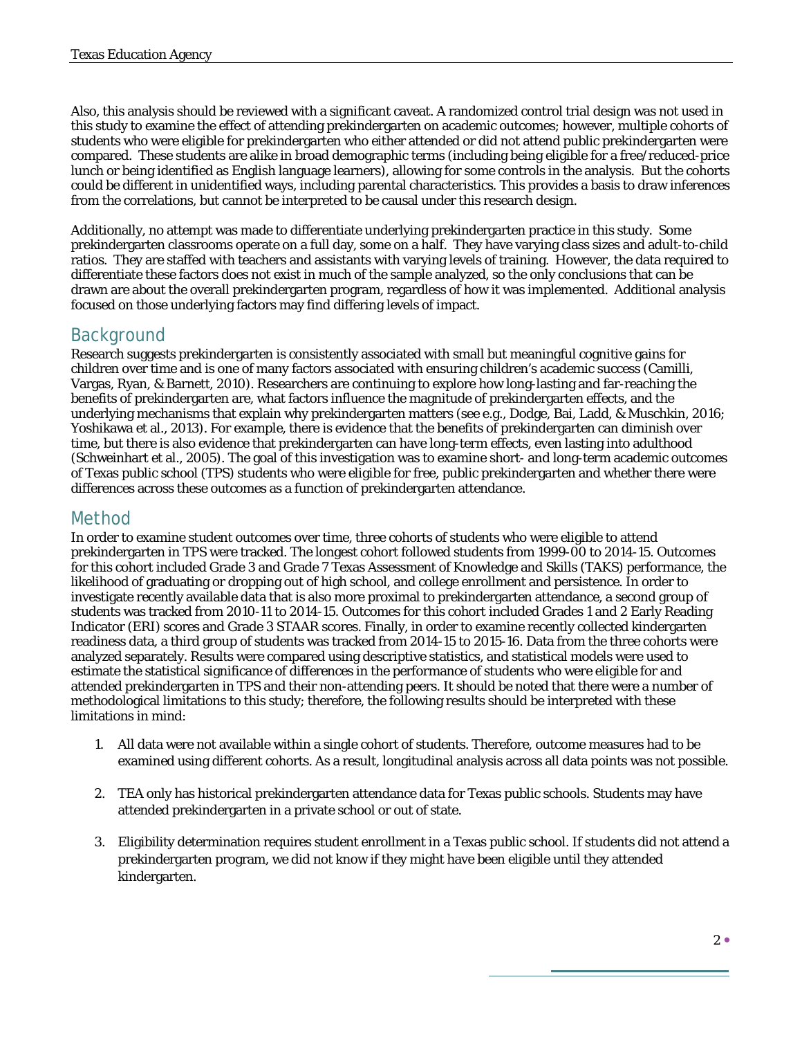Also, this analysis should be reviewed with a significant caveat. A randomized control trial design was not used in this study to examine the effect of attending prekindergarten on academic outcomes; however, multiple cohorts of students who were eligible for prekindergarten who either attended or did not attend public prekindergarten were compared. These students are alike in broad demographic terms (including being eligible for a free/reduced-price lunch or being identified as English language learners), allowing for some controls in the analysis. But the cohorts could be different in unidentified ways, including parental characteristics. This provides a basis to draw inferences from the correlations, but cannot be interpreted to be causal under this research design.

Additionally, no attempt was made to differentiate underlying prekindergarten practice in this study. Some prekindergarten classrooms operate on a full day, some on a half. They have varying class sizes and adult-to-child ratios. They are staffed with teachers and assistants with varying levels of training. However, the data required to differentiate these factors does not exist in much of the sample analyzed, so the only conclusions that can be drawn are about the overall prekindergarten program, regardless of how it was implemented. Additional analysis focused on those underlying factors may find differing levels of impact.

## Background

Research suggests prekindergarten is consistently associated with small but meaningful cognitive gains for children over time and is one of many factors associated with ensuring children's academic success (Camilli, Vargas, Ryan, & Barnett, 2010). Researchers are continuing to explore how long-lasting and far-reaching the benefits of prekindergarten are, what factors influence the magnitude of prekindergarten effects, and the underlying mechanisms that explain why prekindergarten matters (see e.g., Dodge, Bai, Ladd, & Muschkin, 2016; Yoshikawa et al., 2013). For example, there is evidence that the benefits of prekindergarten can diminish over time, but there is also evidence that prekindergarten can have long-term effects, even lasting into adulthood (Schweinhart et al., 2005). The goal of this investigation was to examine short- and long-term academic outcomes of Texas public school (TPS) students who were eligible for free, public prekindergarten and whether there were differences across these outcomes as a function of prekindergarten attendance.

## Method

In order to examine student outcomes over time, three cohorts of students who were eligible to attend prekindergarten in TPS were tracked. The longest cohort followed students from 1999-00 to 2014-15. Outcomes for this cohort included Grade 3 and Grade 7 Texas Assessment of Knowledge and Skills (TAKS) performance, the likelihood of graduating or dropping out of high school, and college enrollment and persistence. In order to investigate recently available data that is also more proximal to prekindergarten attendance, a second group of students was tracked from 2010-11 to 2014-15. Outcomes for this cohort included Grades 1 and 2 Early Reading Indicator (ERI) scores and Grade 3 STAAR scores. Finally, in order to examine recently collected kindergarten readiness data, a third group of students was tracked from 2014-15 to 2015-16. Data from the three cohorts were analyzed separately. Results were compared using descriptive statistics, and statistical models were used to estimate the statistical significance of differences in the performance of students who were eligible for and attended prekindergarten in TPS and their non-attending peers. It should be noted that there were a number of methodological limitations to this study; therefore, the following results should be interpreted with these limitations in mind:

1. All data were not available within a single cohort of students. Therefore, outcome measures had to be examined using different cohorts. As a result, longitudinal analysis across all data points was not possible.

2. TEA only has historical prekindergarten attendance data for Texas public schools. Students may have attended prekindergarten in a private school or out of state.

3. Eligibility determination requires student enrollment in a Texas public school. If students did not attend a prekindergarten program, we did not know if they might have been eligible until they attended kindergarten.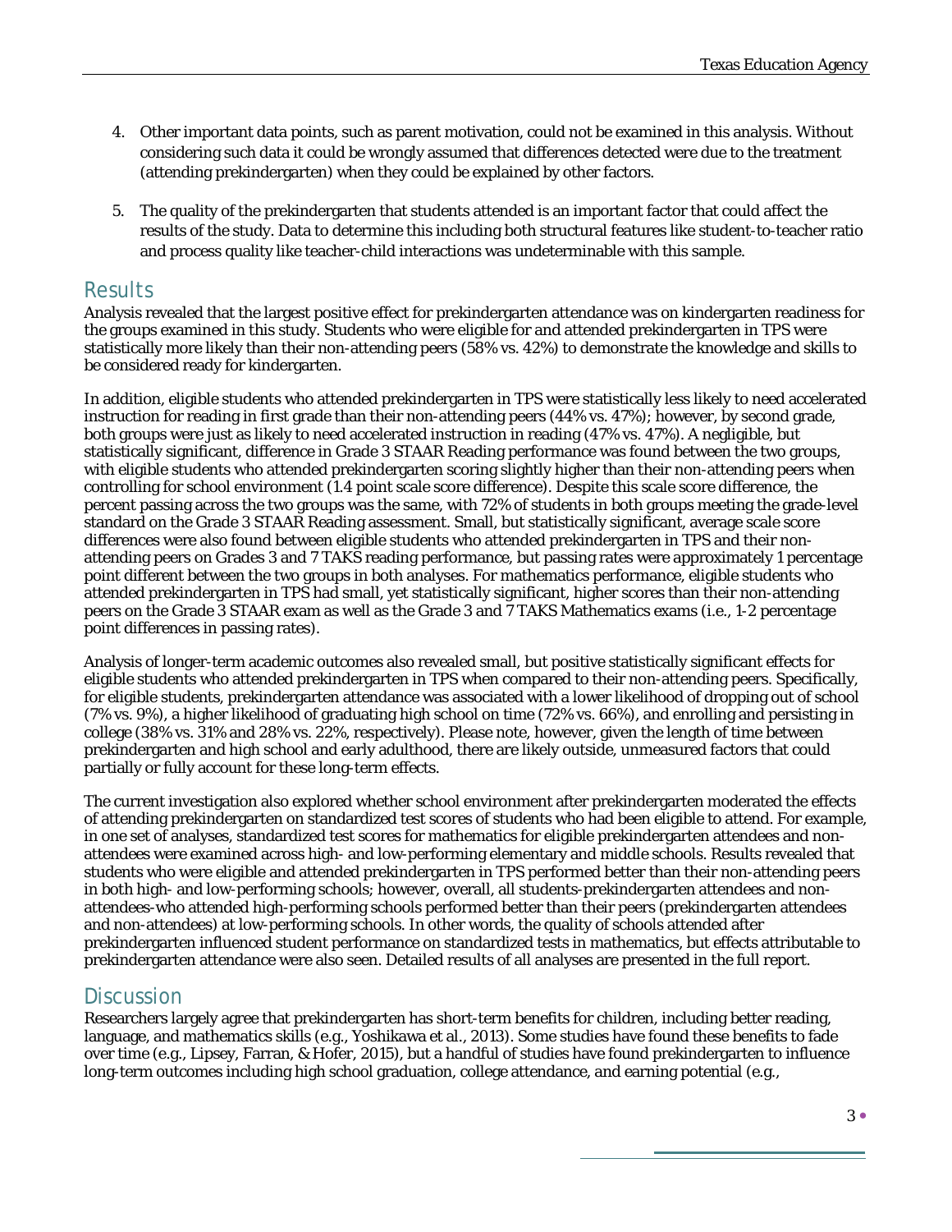4. Other important data points, such as parent motivation, could not be examined in this analysis. Without considering such data it could be wrongly assumed that differences detected were due to the treatment (attending prekindergarten) when they could be explained by other factors.

5. The quality of the prekindergarten that students attended is an important factor that could affect the results of the study. Data to determine this including both structural features like student-to-teacher ratio and process quality like teacher-child interactions was undeterminable with this sample.

## Results

Analysis revealed that the largest positive effect for prekindergarten attendance was on kindergarten readiness for the groups examined in this study. Students who were eligible for and attended prekindergarten in TPS were statistically more likely than their non-attending peers (58% vs. 42%) to demonstrate the knowledge and skills to be considered ready for kindergarten.

In addition, eligible students who attended prekindergarten in TPS were statistically less likely to need accelerated instruction for reading in first grade than their non-attending peers (44% vs. 47%); however, by second grade, both groups were just as likely to need accelerated instruction in reading (47% vs. 47%). A negligible, but statistically significant, difference in Grade 3 STAAR Reading performance was found between the two groups, with eligible students who attended prekindergarten scoring slightly higher than their non-attending peers when controlling for school environment (1.4 point scale score difference). Despite this scale score difference, the percent passing across the two groups was the same, with 72% of students in both groups meeting the grade-level standard on the Grade 3 STAAR Reading assessment. Small, but statistically significant, average scale score differences were also found between eligible students who attended prekindergarten in TPS and their non-attending peers on Grades 3 and 7 TAKS reading performance, but passing rates were approximately 1 percentage point different between the two groups in both analyses. For mathematics performance, eligible students who attended prekindergarten in TPS had small, yet statistically significant, higher scores than their non-attending peers on the Grade 3 STAAR exam as well as the Grade 3 and 7 TAKS Mathematics exams (i.e., 1-2 percentage point differences in passing rates).

Analysis of longer-term academic outcomes also revealed small, but positive statistically significant effects for eligible students who attended prekindergarten in TPS when compared to their non-attending peers. Specifically, for eligible students, prekindergarten attendance was associated with a lower likelihood of dropping out of school (7% vs. 9%), a higher likelihood of graduating high school on time (72% vs. 66%), and enrolling and persisting in college (38% vs. 31% and 28% vs. 22%, respectively). Please note, however, given the length of time between prekindergarten and high school and early adulthood, there are likely outside, unmeasured factors that could partially or fully account for these long-term effects.

The current investigation also explored whether school environment after prekindergarten moderated the effects of attending prekindergarten on standardized test scores of students who had been eligible to attend. For example, in one set of analyses, standardized test scores for mathematics for eligible prekindergarten attendees and non-attendees were examined across high- and low-performing elementary and middle schools. Results revealed that students who were eligible and attended prekindergarten in TPS performed better than their non-attending peers in both high- and low-performing schools; however, overall, all students-prekindergarten attendees and non-attendees-who attended high-performing schools performed better than their peers (prekindergarten attendees and non-attendees) at low-performing schools. In other words, the quality of schools attended after prekindergarten influenced student performance on standardized tests in mathematics, but effects attributable to prekindergarten attendance were also seen. Detailed results of all analyses are presented in the full report.

## Discussion

Researchers largely agree that prekindergarten has short-term benefits for children, including better reading, language, and mathematics skills (e.g., Yoshikawa et al., 2013). Some studies have found these benefits to fade over time (e.g., Lipsey, Farran, & Hofer, 2015), but a handful of studies have found prekindergarten to influence long-term outcomes including high school graduation, college attendance, and earning potential (e.g.,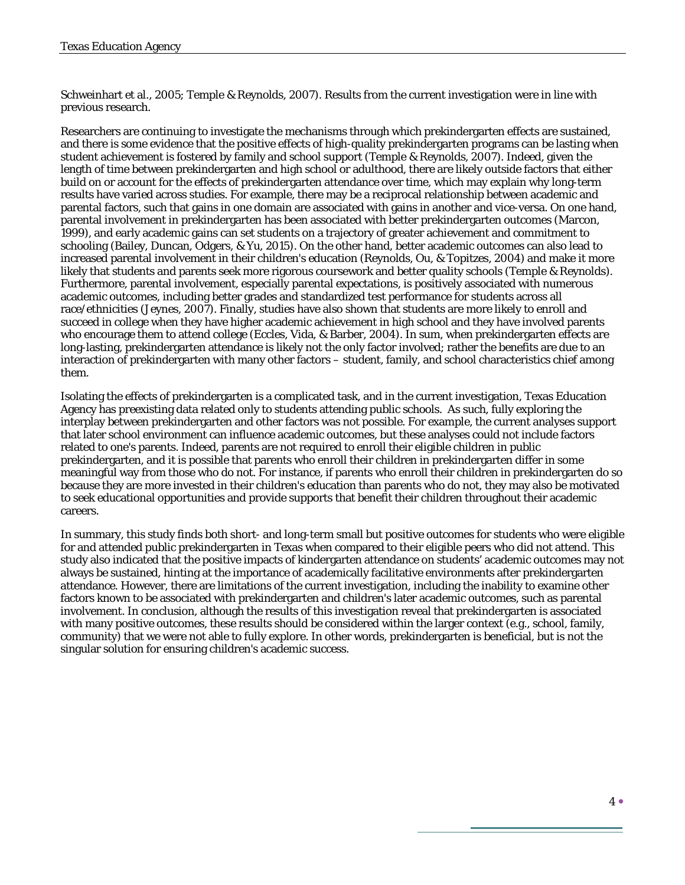Schweinhart et al., 2005; Temple & Reynolds, 2007). Results from the current investigation were in line with previous research.

Researchers are continuing to investigate the mechanisms through which prekindergarten effects are sustained, and there is some evidence that the positive effects of high-quality prekindergarten programs can be lasting when student achievement is fostered by family and school support (Temple & Reynolds, 2007). Indeed, given the length of time between prekindergarten and high school or adulthood, there are likely outside factors that either build on or account for the effects of prekindergarten attendance over time, which may explain why long-term results have varied across studies. For example, there may be a reciprocal relationship between academic and parental factors, such that gains in one domain are associated with gains in another and vice-versa. On one hand, parental involvement in prekindergarten has been associated with better prekindergarten outcomes (Marcon, 1999), and early academic gains can set students on a trajectory of greater achievement and commitment to schooling (Bailey, Duncan, Odgers, & Yu, 2015). On the other hand, better academic outcomes can also lead to increased parental involvement in their children's education (Reynolds, Ou, & Topitzes, 2004) and make it more likely that students and parents seek more rigorous coursework and better quality schools (Temple & Reynolds). Furthermore, parental involvement, especially parental expectations, is positively associated with numerous academic outcomes, including better grades and standardized test performance for students across all race/ethnicities (Jeynes, 2007). Finally, studies have also shown that students are more likely to enroll and succeed in college when they have higher academic achievement in high school and they have involved parents who encourage them to attend college (Eccles, Vida, & Barber, 2004). In sum, when prekindergarten effects are long-lasting, prekindergarten attendance is likely not the only factor involved; rather the benefits are due to an interaction of prekindergarten with many other factors – student, family, and school characteristics chief among them.

Isolating the effects of prekindergarten is a complicated task, and in the current investigation, Texas Education Agency has preexisting data related only to students attending public schools. As such, fully exploring the interplay between prekindergarten and other factors was not possible. For example, the current analyses support that later school environment can influence academic outcomes, but these analyses could not include factors related to one's parents. Indeed, parents are not required to enroll their eligible children in public prekindergarten, and it is possible that parents who enroll their children in prekindergarten differ in some meaningful way from those who do not. For instance, if parents who enroll their children in prekindergarten do so because they are more invested in their children's education than parents who do not, they may also be motivated to seek educational opportunities and provide supports that benefit their children throughout their academic careers.

In summary, this study finds both short- and long-term small but positive outcomes for students who were eligible for and attended public prekindergarten in Texas when compared to their eligible peers who did not attend. This study also indicated that the positive impacts of kindergarten attendance on students' academic outcomes may not always be sustained, hinting at the importance of academically facilitative environments after prekindergarten attendance. However, there are limitations of the current investigation, including the inability to examine other factors known to be associated with prekindergarten and children's later academic outcomes, such as parental involvement. In conclusion, although the results of this investigation reveal that prekindergarten is associated with many positive outcomes, these results should be considered within the larger context (e.g., school, family, community) that we were not able to fully explore. In other words, prekindergarten is beneficial, but is not the singular solution for ensuring children's academic success.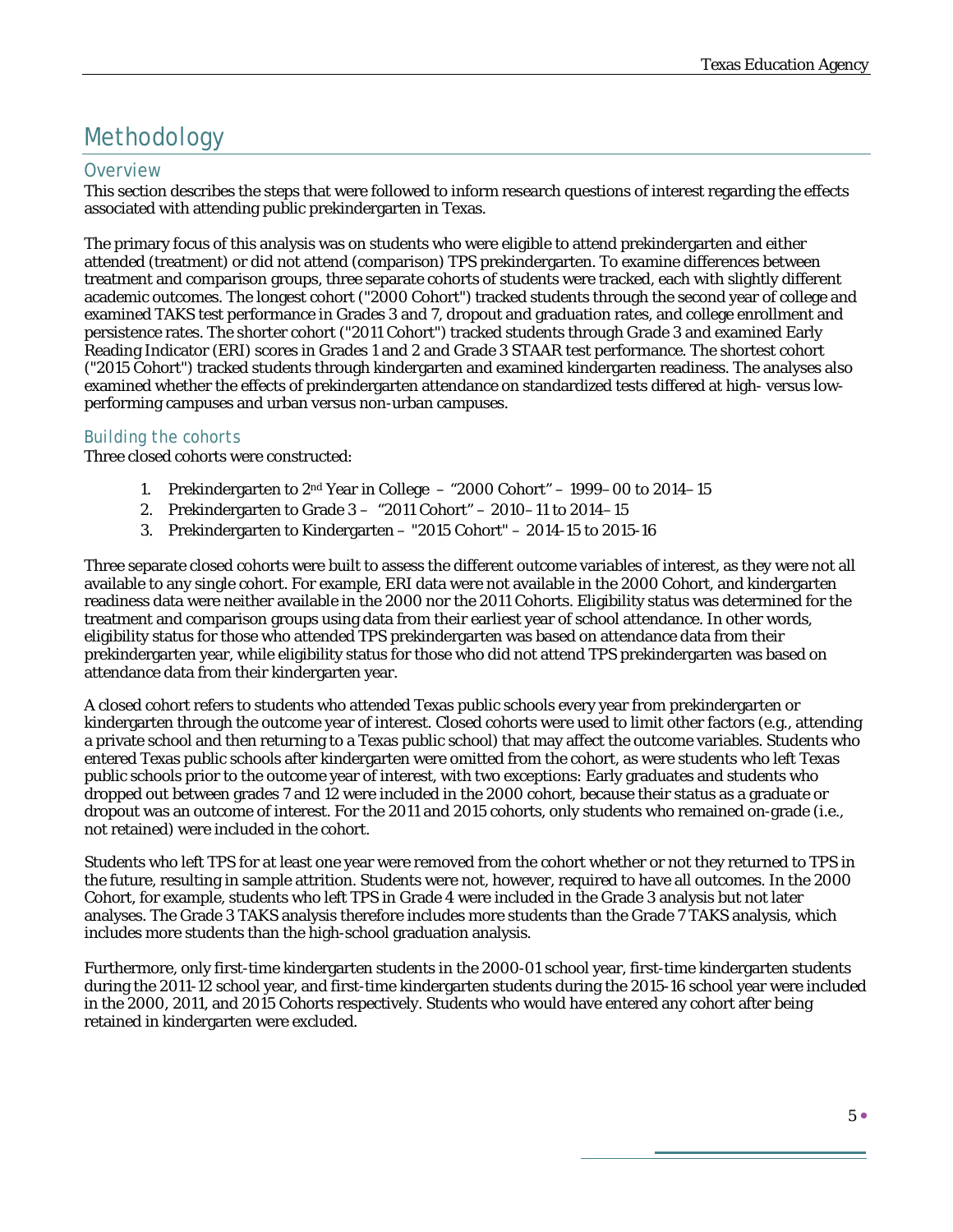# Methodology

## Overview

This section describes the steps that were followed to inform research questions of interest regarding the effects associated with attending public prekindergarten in Texas.

The primary focus of this analysis was on students who were eligible to attend prekindergarten and either attended (treatment) or did not attend (comparison) TPS prekindergarten. To examine differences between treatment and comparison groups, three separate cohorts of students were tracked, each with slightly different academic outcomes. The longest cohort ("2000 Cohort") tracked students through the second year of college and examined TAKS test performance in Grades 3 and 7, dropout and graduation rates, and college enrollment and persistence rates. The shorter cohort ("2011 Cohort") tracked students through Grade 3 and examined Early Reading Indicator (ERI) scores in Grades 1 and 2 and Grade 3 STAAR test performance. The shortest cohort ("2015 Cohort") tracked students through kindergarten and examined kindergarten readiness. The analyses also examined whether the effects of prekindergarten attendance on standardized tests differed at high- versus low-performing campuses and urban versus non-urban campuses.

## Building the cohorts

Three closed cohorts were constructed:

1. Prekindergarten to 2nd Year in College – "2000 Cohort" – 1999–00 to 2014–15
2. Prekindergarten to Grade 3 – "2011 Cohort" – 2010–11 to 2014–15
3. Prekindergarten to Kindergarten – "2015 Cohort" – 2014-15 to 2015-16

Three separate closed cohorts were built to assess the different outcome variables of interest, as they were not all available to any single cohort. For example, ERI data were not available in the 2000 Cohort, and kindergarten readiness data were neither available in the 2000 nor the 2011 Cohorts. Eligibility status was determined for the treatment and comparison groups using data from their earliest year of school attendance. In other words, eligibility status for those who attended TPS prekindergarten was based on attendance data from their prekindergarten year, while eligibility status for those who did not attend TPS prekindergarten was based on attendance data from their kindergarten year.

A closed cohort refers to students who attended Texas public schools every year from prekindergarten or kindergarten through the outcome year of interest. Closed cohorts were used to limit other factors (e.g., attending a private school and then returning to a Texas public school) that may affect the outcome variables. Students who entered Texas public schools after kindergarten were omitted from the cohort, as were students who left Texas public schools prior to the outcome year of interest, with two exceptions: Early graduates and students who dropped out between grades 7 and 12 were included in the 2000 cohort, because their status as a graduate or dropout was an outcome of interest. For the 2011 and 2015 cohorts, only students who remained on-grade (i.e., not retained) were included in the cohort.

Students who left TPS for at least one year were removed from the cohort whether or not they returned to TPS in the future, resulting in sample attrition. Students were not, however, required to have all outcomes. In the 2000 Cohort, for example, students who left TPS in Grade 4 were included in the Grade 3 analysis but not later analyses. The Grade 3 TAKS analysis therefore includes more students than the Grade 7 TAKS analysis, which includes more students than the high-school graduation analysis.

Furthermore, only first-time kindergarten students in the 2000-01 school year, first-time kindergarten students during the 2011-12 school year, and first-time kindergarten students during the 2015-16 school year were included in the 2000, 2011, and 2015 Cohorts respectively. Students who would have entered any cohort after being retained in kindergarten were excluded.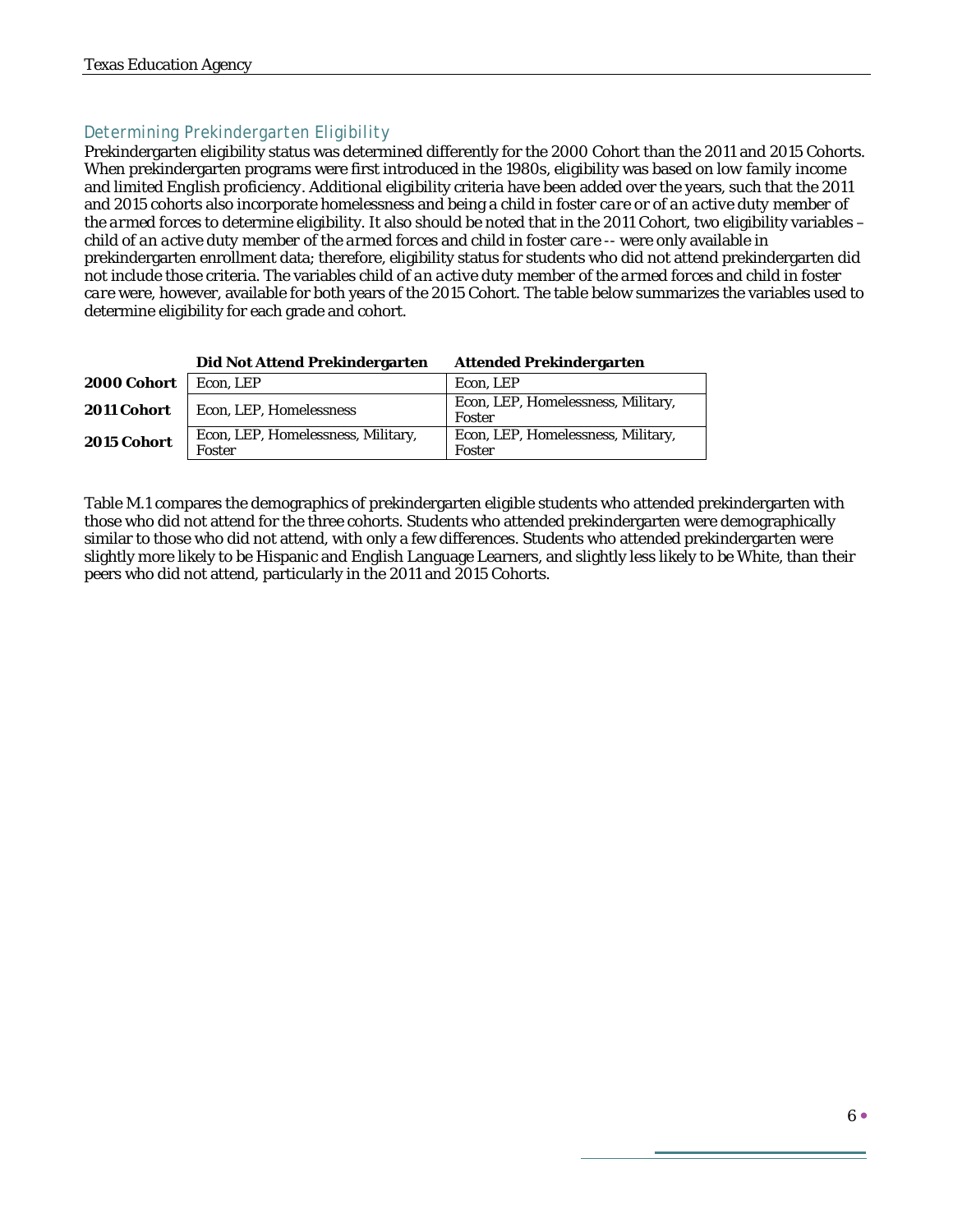## Determining Prekindergarten Eligibility

Prekindergarten eligibility status was determined differently for the 2000 Cohort than the 2011 and 2015 Cohorts. When prekindergarten programs were first introduced in the 1980s, eligibility was based on *low family income* and *limited English proficiency*. Additional eligibility criteria have been added over the years, such that the 2011 and 2015 cohorts also incorporate *homelessness* and being a *child in foster care* or *of an active duty member of the armed forces* to determine eligibility. It also should be noted that in the 2011 Cohort, two eligibility variables – *child of an active duty member of the armed forces* and *child in foster care* -- were only available in prekindergarten enrollment data; therefore, eligibility status for students who did not attend prekindergarten did not include those criteria. The variables *child of an active duty member of the armed forces* and *child in foster care* were, however, available for both years of the 2015 Cohort. The table below summarizes the variables used to determine eligibility for each grade and cohort.

| | Did Not Attend Prekindergarten | Attended Prekindergarten |
|---|---|---|
| **2000 Cohort** | Econ, LEP | Econ, LEP |
| **2011 Cohort** | Econ, LEP, Homelessness | Econ, LEP, Homelessness, Military, Foster |
| **2015 Cohort** | Econ, LEP, Homelessness, Military, Foster | Econ, LEP, Homelessness, Military, Foster |

Table M.1 compares the demographics of prekindergarten eligible students who attended prekindergarten with those who did not attend for the three cohorts. Students who attended prekindergarten were demographically similar to those who did not attend, with only a few differences. Students who attended prekindergarten were slightly more likely to be Hispanic and English Language Learners, and slightly less likely to be White, than their peers who did not attend, particularly in the 2011 and 2015 Cohorts.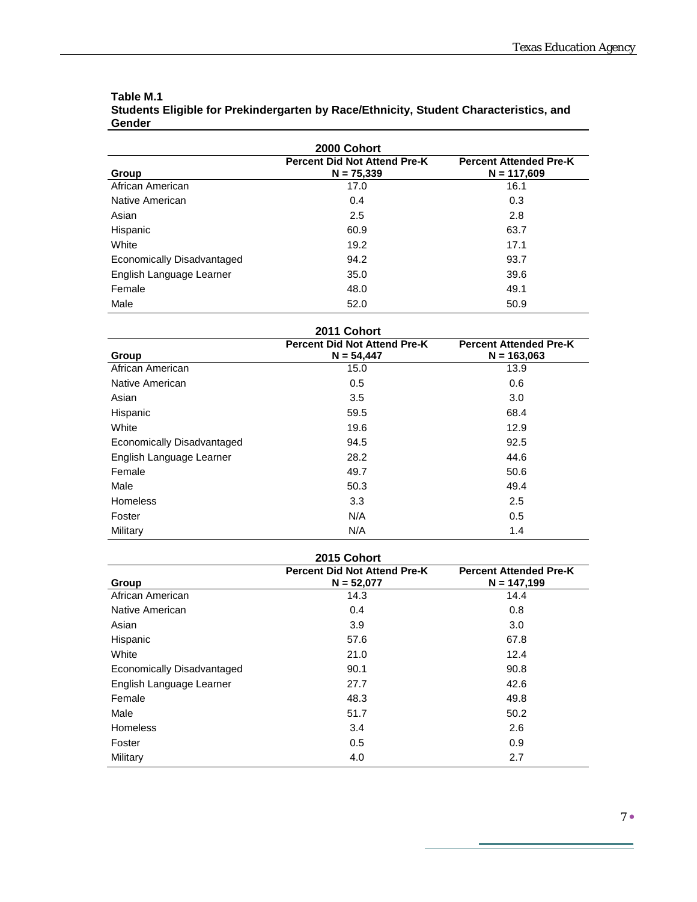**Table M.1**
**Students Eligible for Prekindergarten by Race/Ethnicity, Student Characteristics, and Gender**

**2000 Cohort**

| Group | Percent Did Not Attend Pre-K N = 75,339 | Percent Attended Pre-K N = 117,609 |
|---|---|---|
| African American | 17.0 | 16.1 |
| Native American | 0.4 | 0.3 |
| Asian | 2.5 | 2.8 |
| Hispanic | 60.9 | 63.7 |
| White | 19.2 | 17.1 |
| Economically Disadvantaged | 94.2 | 93.7 |
| English Language Learner | 35.0 | 39.6 |
| Female | 48.0 | 49.1 |
| Male | 52.0 | 50.9 |

**2011 Cohort**

| Group | Percent Did Not Attend Pre-K N = 54,447 | Percent Attended Pre-K N = 163,063 |
|---|---|---|
| African American | 15.0 | 13.9 |
| Native American | 0.5 | 0.6 |
| Asian | 3.5 | 3.0 |
| Hispanic | 59.5 | 68.4 |
| White | 19.6 | 12.9 |
| Economically Disadvantaged | 94.5 | 92.5 |
| English Language Learner | 28.2 | 44.6 |
| Female | 49.7 | 50.6 |
| Male | 50.3 | 49.4 |
| Homeless | 3.3 | 2.5 |
| Foster | N/A | 0.5 |
| Military | N/A | 1.4 |

**2015 Cohort**

| Group | Percent Did Not Attend Pre-K N = 52,077 | Percent Attended Pre-K N = 147,199 |
|---|---|---|
| African American | 14.3 | 14.4 |
| Native American | 0.4 | 0.8 |
| Asian | 3.9 | 3.0 |
| Hispanic | 57.6 | 67.8 |
| White | 21.0 | 12.4 |
| Economically Disadvantaged | 90.1 | 90.8 |
| English Language Learner | 27.7 | 42.6 |
| Female | 48.3 | 49.8 |
| Male | 51.7 | 50.2 |
| Homeless | 3.4 | 2.6 |
| Foster | 0.5 | 0.9 |
| Military | 4.0 | 2.7 |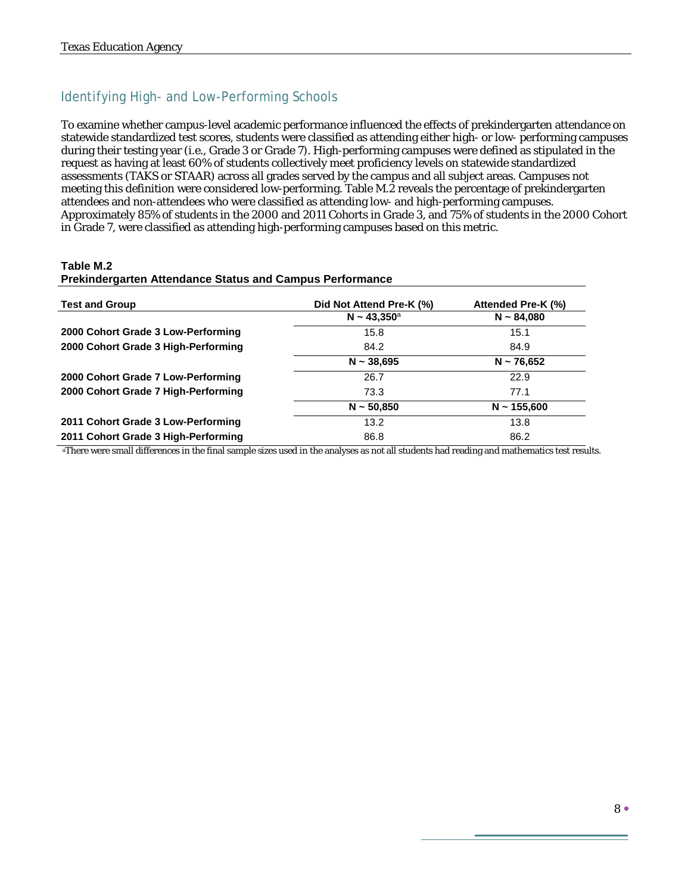## Identifying High- and Low-Performing Schools

To examine whether campus-level academic performance influenced the effects of prekindergarten attendance on statewide standardized test scores, students were classified as attending either high- or low- performing campuses during their testing year (i.e., Grade 3 or Grade 7). High-performing campuses were defined as stipulated in the request as having at least 60% of students collectively meet proficiency levels on statewide standardized assessments (TAKS or STAAR) across all grades served by the campus and all subject areas. Campuses not meeting this definition were considered low-performing. Table M.2 reveals the percentage of prekindergarten attendees and non-attendees who were classified as attending low- and high-performing campuses. Approximately 85% of students in the 2000 and 2011 Cohorts in Grade 3, and 75% of students in the 2000 Cohort in Grade 7, were classified as attending high-performing campuses based on this metric.

**Table M.2**
**Prekindergarten Attendance Status and Campus Performance**

| Test and Group | Did Not Attend Pre-K (%) | Attended Pre-K (%) |
|---|---|---|
| | **N ~ 43,350[a]** | **N ~ 84,080** |
| **2000 Cohort Grade 3 Low-Performing** | 15.8 | 15.1 |
| **2000 Cohort Grade 3 High-Performing** | 84.2 | 84.9 |
| | **N ~ 38,695** | **N ~ 76,652** |
| **2000 Cohort Grade 7 Low-Performing** | 26.7 | 22.9 |
| **2000 Cohort Grade 7 High-Performing** | 73.3 | 77.1 |
| | **N ~ 50,850** | **N ~ 155,600** |
| **2011 Cohort Grade 3 Low-Performing** | 13.2 | 13.8 |
| **2011 Cohort Grade 3 High-Performing** | 86.8 | 86.2 |

[a]There were small differences in the final sample sizes used in the analyses as not all students had reading and mathematics test results.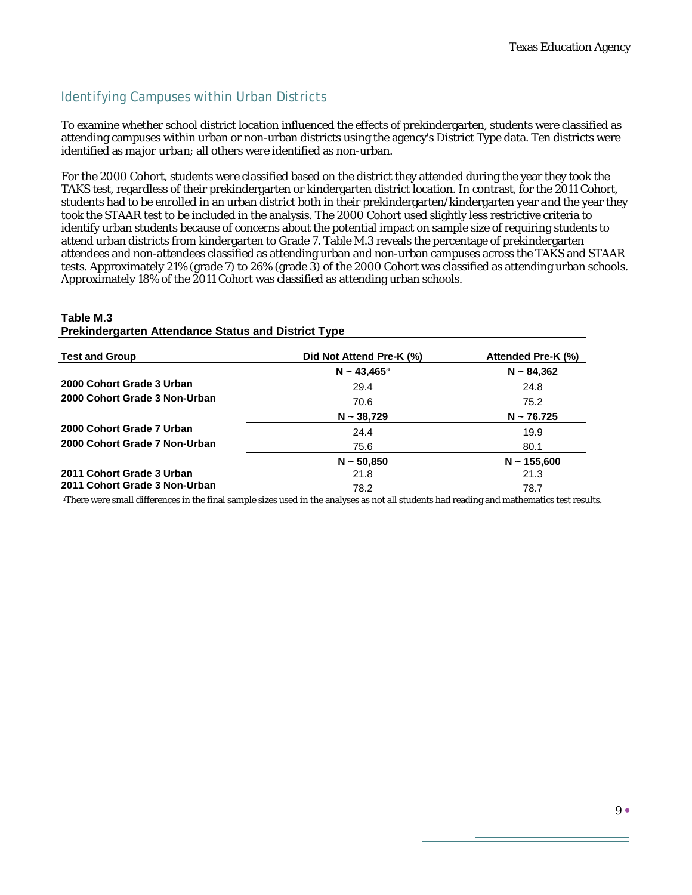## Identifying Campuses within Urban Districts

To examine whether school district location influenced the effects of prekindergarten, students were classified as attending campuses within urban or non-urban districts using the agency's District Type data. Ten districts were identified as *major urban*; all others were identified as non-urban.

For the 2000 Cohort, students were classified based on the district they attended during the year they took the TAKS test, regardless of their prekindergarten or kindergarten district location. In contrast, for the 2011 Cohort, students had to be enrolled in an urban district both in their prekindergarten/kindergarten year *and* the year they took the STAAR test to be included in the analysis. The 2000 Cohort used slightly less restrictive criteria to identify urban students because of concerns about the potential impact on sample size of requiring students to attend urban districts from kindergarten to Grade 7. Table M.3 reveals the percentage of prekindergarten attendees and non-attendees classified as attending urban and non-urban campuses across the TAKS and STAAR tests. Approximately 21% (grade 7) to 26% (grade 3) of the 2000 Cohort was classified as attending urban schools. Approximately 18% of the 2011 Cohort was classified as attending urban schools.

**Table M.3**
**Prekindergarten Attendance Status and District Type**

| Test and Group | Did Not Attend Pre-K (%) | Attended Pre-K (%) |
|---|---|---|
| | **N ~ 43,465[a]** | **N ~ 84,362** |
| **2000 Cohort Grade 3 Urban** | 29.4 | 24.8 |
| **2000 Cohort Grade 3 Non-Urban** | 70.6 | 75.2 |
| | **N ~ 38,729** | **N ~ 76.725** |
| **2000 Cohort Grade 7 Urban** | 24.4 | 19.9 |
| **2000 Cohort Grade 7 Non-Urban** | 75.6 | 80.1 |
| | **N ~ 50,850** | **N ~ 155,600** |
| **2011 Cohort Grade 3 Urban** | 21.8 | 21.3 |
| **2011 Cohort Grade 3 Non-Urban** | 78.2 | 78.7 |

[a]There were small differences in the final sample sizes used in the analyses as not all students had reading and mathematics test results.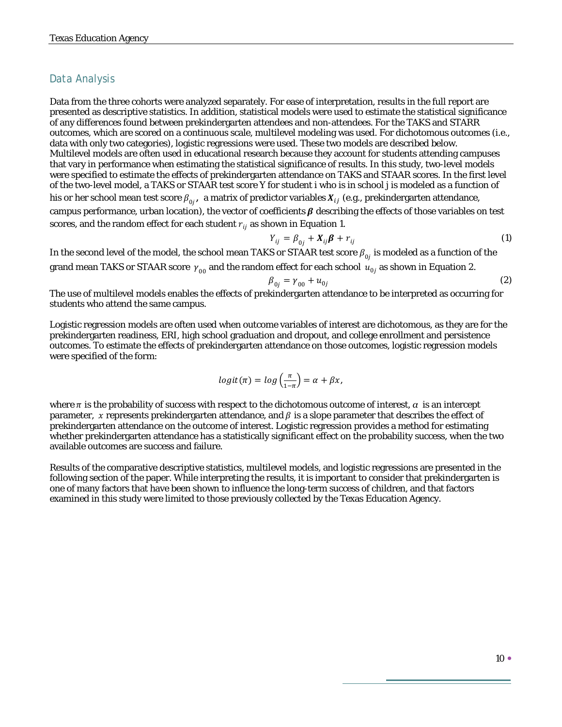## Data Analysis

Data from the three cohorts were analyzed separately. For ease of interpretation, results in the full report are presented as descriptive statistics. In addition, statistical models were used to estimate the statistical significance of any differences found between prekindergarten attendees and non-attendees. For the TAKS and STARR outcomes, which are scored on a continuous scale, multilevel modeling was used. For dichotomous outcomes (i.e., data with only two categories), logistic regressions were used. These two models are described below. Multilevel models are often used in educational research because they account for students attending campuses that vary in performance when estimating the statistical significance of results. In this study, two-level models were specified to estimate the effects of prekindergarten attendance on TAKS and STAAR scores. In the first level of the two-level model, a TAKS or STAAR test score Y for student i who is in school j is modeled as a function of his or her school mean test score $\beta_{0j}$, a matrix of predictor variables $\boldsymbol{X}_{ij}$ (e.g., prekindergarten attendance, campus performance, urban location), the vector of coefficients $\boldsymbol{\beta}$ describing the effects of those variables on test scores, and the random effect for each student $r_{ij}$ as shown in Equation 1.

$$Y_{ij} = \beta_{0j} + \boldsymbol{X}_{ij}\boldsymbol{\beta} + r_{ij} \tag{1}$$

In the second level of the model, the school mean TAKS or STAAR test score $\beta_{0j}$ is modeled as a function of the grand mean TAKS or STAAR score $\gamma_{00}$ and the random effect for each school $u_{0j}$ as shown in Equation 2.

$$\beta_{0j} = \gamma_{00} + u_{0j} \tag{2}$$

The use of multilevel models enables the effects of prekindergarten attendance to be interpreted as occurring for students who attend the same campus.

Logistic regression models are often used when outcome variables of interest are dichotomous, as they are for the prekindergarten readiness, ERI, high school graduation and dropout, and college enrollment and persistence outcomes. To estimate the effects of prekindergarten attendance on those outcomes, logistic regression models were specified of the form:

$$logit(\pi) = log\left(\frac{\pi}{1-\pi}\right) = \alpha + \beta x,$$

where $\pi$ is the probability of success with respect to the dichotomous outcome of interest, $\alpha$ is an intercept parameter, $x$ represents prekindergarten attendance, and $\beta$ is a slope parameter that describes the effect of prekindergarten attendance on the outcome of interest. Logistic regression provides a method for estimating whether prekindergarten attendance has a statistically significant effect on the probability success, when the two available outcomes are success and failure.

Results of the comparative descriptive statistics, multilevel models, and logistic regressions are presented in the following section of the paper. While interpreting the results, it is important to consider that prekindergarten is one of many factors that have been shown to influence the long-term success of children, and that factors examined in this study were limited to those previously collected by the Texas Education Agency.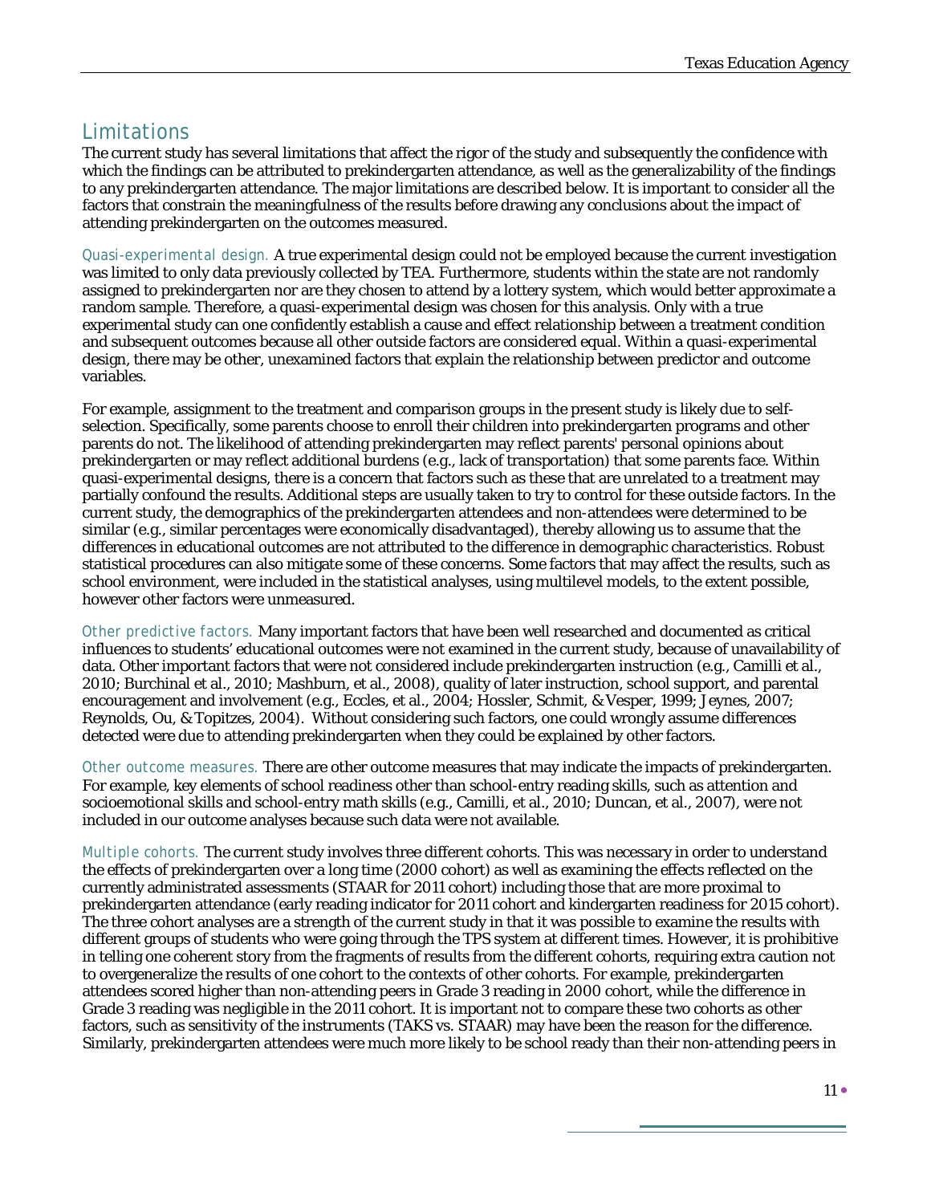## Limitations

The current study has several limitations that affect the rigor of the study and subsequently the confidence with which the findings can be attributed to prekindergarten attendance, as well as the generalizability of the findings to any prekindergarten attendance. The major limitations are described below. It is important to consider all the factors that constrain the meaningfulness of the results before drawing any conclusions about the impact of attending prekindergarten on the outcomes measured.

Quasi-experimental design. A true experimental design could not be employed because the current investigation was limited to only data previously collected by TEA. Furthermore, students within the state are not randomly assigned to prekindergarten nor are they chosen to attend by a lottery system, which would better approximate a random sample. Therefore, a quasi-experimental design was chosen for this analysis. Only with a true experimental study can one confidently establish a cause and effect relationship between a treatment condition and subsequent outcomes because all other outside factors are considered equal. Within a quasi-experimental design, there may be other, unexamined factors that explain the relationship between predictor and outcome variables.

For example, assignment to the treatment and comparison groups in the present study is likely due to self-selection. Specifically, some parents choose to enroll their children into prekindergarten programs and other parents do not. The likelihood of attending prekindergarten may reflect parents' personal opinions about prekindergarten or may reflect additional burdens (e.g., lack of transportation) that some parents face. Within quasi-experimental designs, there is a concern that factors such as these that are unrelated to a treatment may partially confound the results. Additional steps are usually taken to try to control for these outside factors. In the current study, the demographics of the prekindergarten attendees and non-attendees were determined to be similar (e.g., similar percentages were economically disadvantaged), thereby allowing us to assume that the differences in educational outcomes are not attributed to the difference in demographic characteristics. Robust statistical procedures can also mitigate some of these concerns. Some factors that may affect the results, such as school environment, were included in the statistical analyses, using multilevel models, to the extent possible, however other factors were unmeasured.

Other predictive factors. Many important factors that have been well researched and documented as critical influences to students' educational outcomes were not examined in the current study, because of unavailability of data. Other important factors that were not considered include prekindergarten instruction (e.g., Camilli et al., 2010; Burchinal et al., 2010; Mashburn, et al., 2008), quality of later instruction, school support, and parental encouragement and involvement (e.g., Eccles, et al., 2004; Hossler, Schmit, & Vesper, 1999; Jeynes, 2007; Reynolds, Ou, & Topitzes, 2004). Without considering such factors, one could wrongly assume differences detected were due to attending prekindergarten when they could be explained by other factors.

Other outcome measures. There are other outcome measures that may indicate the impacts of prekindergarten. For example, key elements of school readiness other than school-entry reading skills, such as attention and socioemotional skills and school-entry math skills (e.g., Camilli, et al., 2010; Duncan, et al., 2007), were not included in our outcome analyses because such data were not available.

Multiple cohorts. The current study involves three different cohorts. This was necessary in order to understand the effects of prekindergarten over a long time (2000 cohort) as well as examining the effects reflected on the currently administrated assessments (STAAR for 2011 cohort) including those that are more proximal to prekindergarten attendance (early reading indicator for 2011 cohort and kindergarten readiness for 2015 cohort). The three cohort analyses are a strength of the current study in that it was possible to examine the results with different groups of students who were going through the TPS system at different times. However, it is prohibitive in telling one coherent story from the fragments of results from the different cohorts, requiring extra caution not to overgeneralize the results of one cohort to the contexts of other cohorts. For example, prekindergarten attendees scored higher than non-attending peers in Grade 3 reading in 2000 cohort, while the difference in Grade 3 reading was negligible in the 2011 cohort. It is important not to compare these two cohorts as other factors, such as sensitivity of the instruments (TAKS vs. STAAR) may have been the reason for the difference. Similarly, prekindergarten attendees were much more likely to be school ready than their non-attending peers in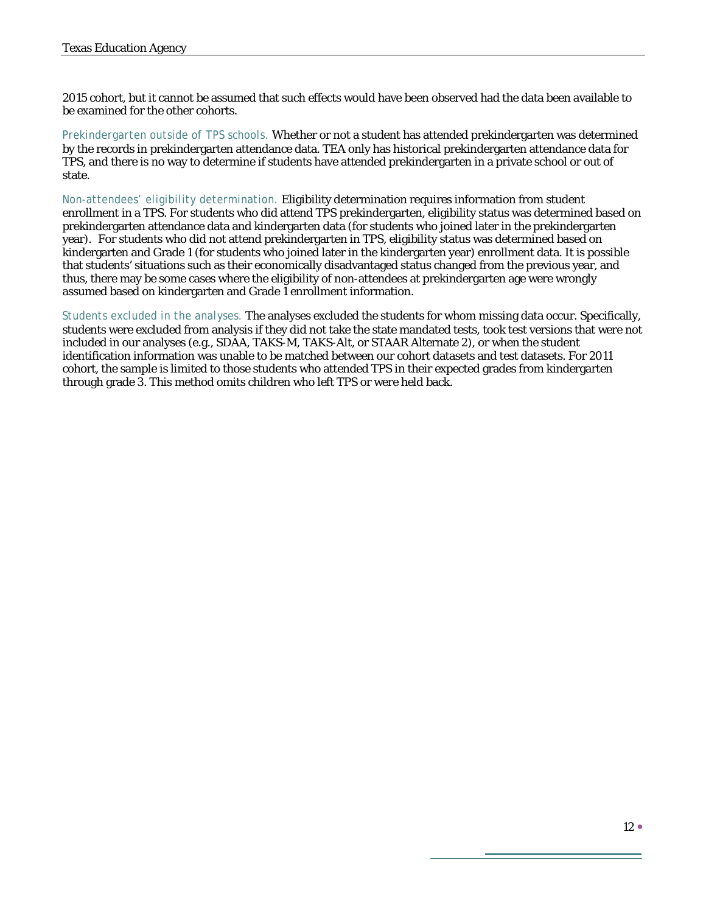2015 cohort, but it cannot be assumed that such effects would have been observed had the data been available to be examined for the other cohorts.

*Prekindergarten outside of TPS schools.* Whether or not a student has attended prekindergarten was determined by the records in prekindergarten attendance data. TEA only has historical prekindergarten attendance data for TPS, and there is no way to determine if students have attended prekindergarten in a private school or out of state.

*Non-attendees' eligibility determination.* Eligibility determination requires information from student enrollment in a TPS. For students who did attend TPS prekindergarten, eligibility status was determined based on prekindergarten attendance data and kindergarten data (for students who joined later in the prekindergarten year). For students who did not attend prekindergarten in TPS, eligibility status was determined based on kindergarten and Grade 1 (for students who joined later in the kindergarten year) enrollment data. It is possible that students' situations such as their economically disadvantaged status changed from the previous year, and thus, there may be some cases where the eligibility of non-attendees at prekindergarten age were wrongly assumed based on kindergarten and Grade 1 enrollment information.

*Students excluded in the analyses.* The analyses excluded the students for whom missing data occur. Specifically, students were excluded from analysis if they did not take the state mandated tests, took test versions that were not included in our analyses (e.g., SDAA, TAKS-M, TAKS-Alt, or STAAR Alternate 2), or when the student identification information was unable to be matched between our cohort datasets and test datasets. For 2011 cohort, the sample is limited to those students who attended TPS in their expected grades from kindergarten through grade 3. This method omits children who left TPS or were held back.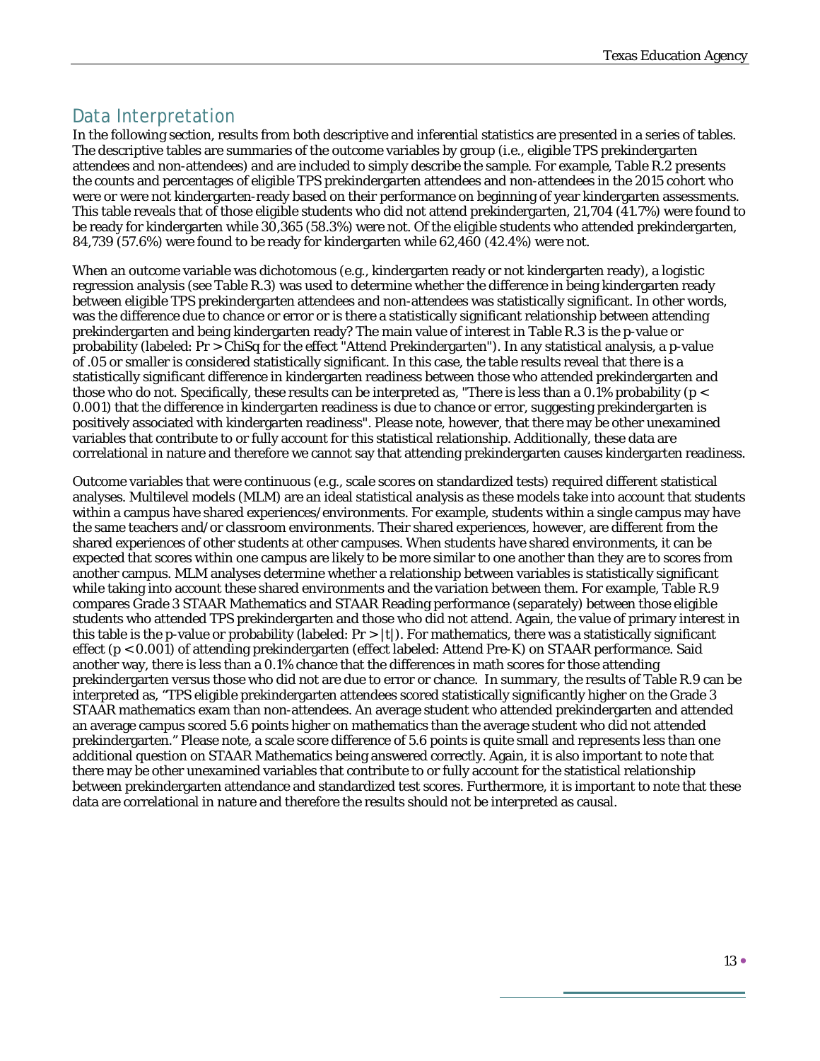## Data Interpretation

In the following section, results from both descriptive and inferential statistics are presented in a series of tables. The descriptive tables are summaries of the outcome variables by group (i.e., eligible TPS prekindergarten attendees and non-attendees) and are included to simply describe the sample. For example, Table R.2 presents the counts and percentages of eligible TPS prekindergarten attendees and non-attendees in the 2015 cohort who were or were not kindergarten-ready based on their performance on beginning of year kindergarten assessments. This table reveals that of those eligible students who did not attend prekindergarten, 21,704 (41.7%) were found to be ready for kindergarten while 30,365 (58.3%) were not. Of the eligible students who attended prekindergarten, 84,739 (57.6%) were found to be ready for kindergarten while 62,460 (42.4%) were not.

When an outcome variable was dichotomous (e.g., kindergarten ready or not kindergarten ready), a logistic regression analysis (see Table R.3) was used to determine whether the difference in being kindergarten ready between eligible TPS prekindergarten attendees and non-attendees was statistically significant. In other words, was the difference due to chance or error or is there a statistically significant relationship between attending prekindergarten and being kindergarten ready? The main value of interest in Table R.3 is the p-value or probability (labeled: Pr > ChiSq for the effect "Attend Prekindergarten"). In any statistical analysis, a p-value of .05 or smaller is considered statistically significant. In this case, the table results reveal that there is a statistically significant difference in kindergarten readiness between those who attended prekindergarten and those who do not. Specifically, these results can be interpreted as, "There is less than a 0.1% probability ($p < 0.001$) that the difference in kindergarten readiness is due to chance or error, suggesting prekindergarten is positively associated with kindergarten readiness". Please note, however, that there may be other unexamined variables that contribute to or fully account for this statistical relationship. Additionally, these data are correlational in nature and therefore we cannot say that attending prekindergarten causes kindergarten readiness.

Outcome variables that were continuous (e.g., scale scores on standardized tests) required different statistical analyses. Multilevel models (MLM) are an ideal statistical analysis as these models take into account that students within a campus have shared experiences/environments. For example, students within a single campus may have the same teachers and/or classroom environments. Their shared experiences, however, are different from the shared experiences of other students at other campuses. When students have shared environments, it can be expected that scores within one campus are likely to be more similar to one another than they are to scores from another campus. MLM analyses determine whether a relationship between variables is statistically significant while taking into account these shared environments and the variation between them. For example, Table R.9 compares Grade 3 STAAR Mathematics and STAAR Reading performance (separately) between those eligible students who attended TPS prekindergarten and those who did not attend. Again, the value of primary interest in this table is the p-value or probability (labeled: Pr > |t|). For mathematics, there was a statistically significant effect ($p < 0.001$) of attending prekindergarten (effect labeled: Attend Pre-K) on STAAR performance. Said another way, there is less than a 0.1% chance that the differences in math scores for those attending prekindergarten versus those who did not are due to error or chance. In summary, the results of Table R.9 can be interpreted as, "TPS eligible prekindergarten attendees scored statistically significantly higher on the Grade 3 STAAR mathematics exam than non-attendees. An average student who attended prekindergarten and attended an average campus scored 5.6 points higher on mathematics than the average student who did not attended prekindergarten." Please note, a scale score difference of 5.6 points is quite small and represents less than one additional question on STAAR Mathematics being answered correctly. Again, it is also important to note that there may be other unexamined variables that contribute to or fully account for the statistical relationship between prekindergarten attendance and standardized test scores. Furthermore, it is important to note that these data are correlational in nature and therefore the results should not be interpreted as causal.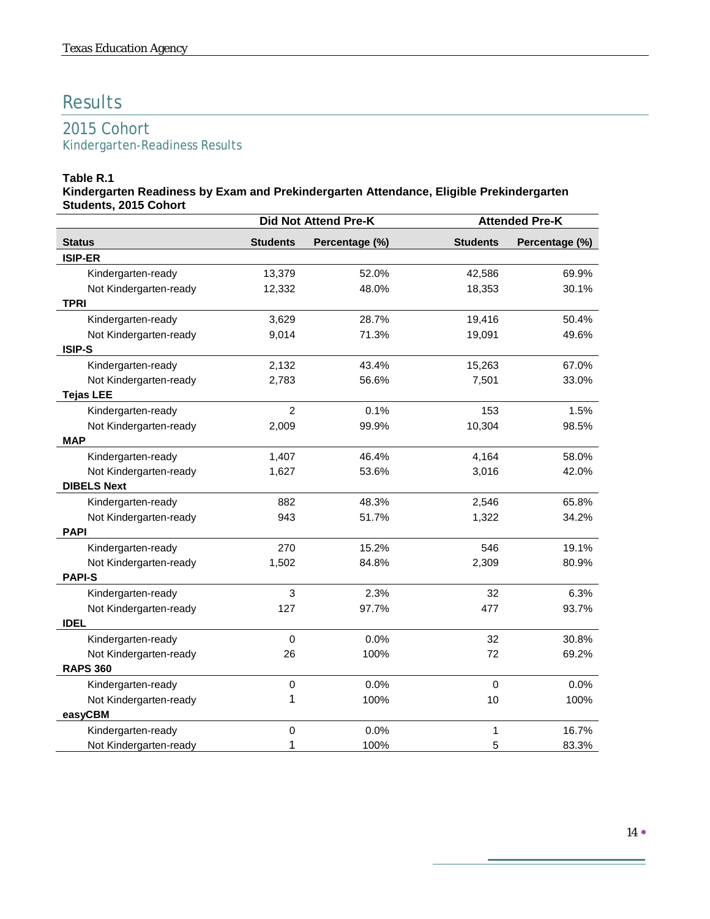# Results

## 2015 Cohort

### Kindergarten-Readiness Results

**Table R.1**
**Kindergarten Readiness by Exam and Prekindergarten Attendance, Eligible Prekindergarten Students, 2015 Cohort**

| | Did Not Attend Pre-K | | Attended Pre-K | |
|---|---|---|---|---|
| **Status** | **Students** | **Percentage (%)** | **Students** | **Percentage (%)** |
| **ISIP-ER** | | | | |
| Kindergarten-ready | 13,379 | 52.0% | 42,586 | 69.9% |
| Not Kindergarten-ready | 12,332 | 48.0% | 18,353 | 30.1% |
| **TPRI** | | | | |
| Kindergarten-ready | 3,629 | 28.7% | 19,416 | 50.4% |
| Not Kindergarten-ready | 9,014 | 71.3% | 19,091 | 49.6% |
| **ISIP-S** | | | | |
| Kindergarten-ready | 2,132 | 43.4% | 15,263 | 67.0% |
| Not Kindergarten-ready | 2,783 | 56.6% | 7,501 | 33.0% |
| **Tejas LEE** | | | | |
| Kindergarten-ready | 2 | 0.1% | 153 | 1.5% |
| Not Kindergarten-ready | 2,009 | 99.9% | 10,304 | 98.5% |
| **MAP** | | | | |
| Kindergarten-ready | 1,407 | 46.4% | 4,164 | 58.0% |
| Not Kindergarten-ready | 1,627 | 53.6% | 3,016 | 42.0% |
| **DIBELS Next** | | | | |
| Kindergarten-ready | 882 | 48.3% | 2,546 | 65.8% |
| Not Kindergarten-ready | 943 | 51.7% | 1,322 | 34.2% |
| **PAPI** | | | | |
| Kindergarten-ready | 270 | 15.2% | 546 | 19.1% |
| Not Kindergarten-ready | 1,502 | 84.8% | 2,309 | 80.9% |
| **PAPI-S** | | | | |
| Kindergarten-ready | 3 | 2.3% | 32 | 6.3% |
| Not Kindergarten-ready | 127 | 97.7% | 477 | 93.7% |
| **IDEL** | | | | |
| Kindergarten-ready | 0 | 0.0% | 32 | 30.8% |
| Not Kindergarten-ready | 26 | 100% | 72 | 69.2% |
| **RAPS 360** | | | | |
| Kindergarten-ready | 0 | 0.0% | 0 | 0.0% |
| Not Kindergarten-ready | 1 | 100% | 10 | 100% |
| **easyCBM** | | | | |
| Kindergarten-ready | 0 | 0.0% | 1 | 16.7% |
| Not Kindergarten-ready | 1 | 100% | 5 | 83.3% |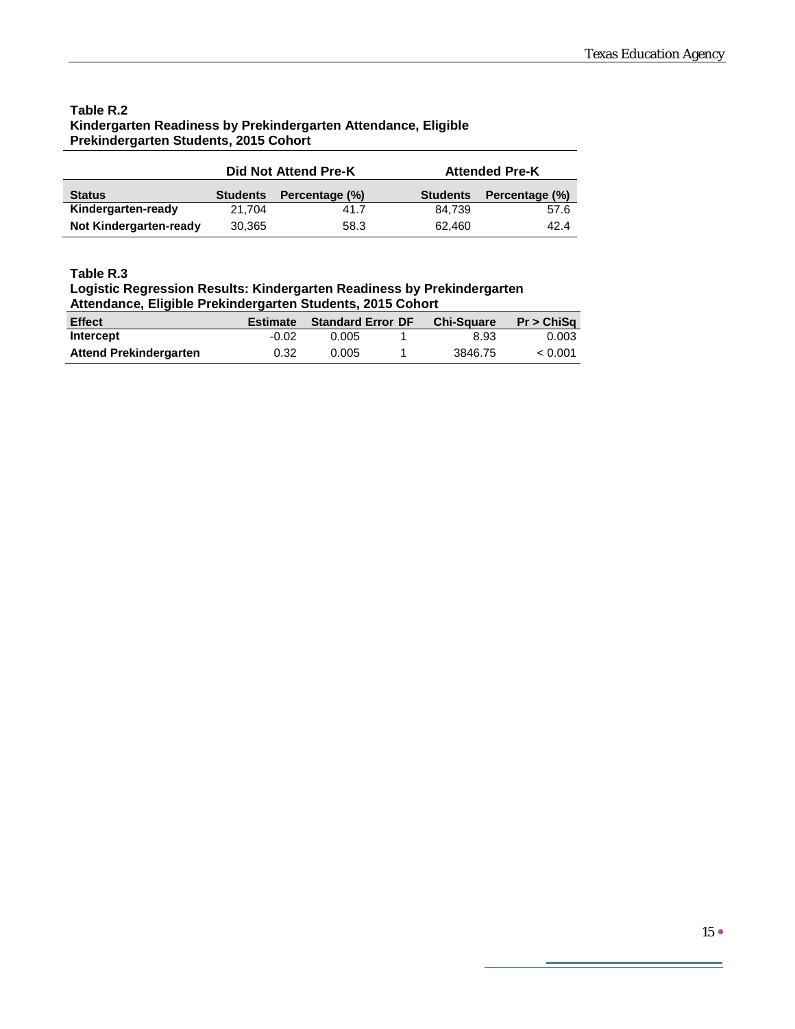**Table R.2**
**Kindergarten Readiness by Prekindergarten Attendance, Eligible Prekindergarten Students, 2015 Cohort**

| | Did Not Attend Pre-K | | Attended Pre-K | |
|---|---|---|---|---|
| **Status** | **Students** | **Percentage (%)** | **Students** | **Percentage (%)** |
| **Kindergarten-ready** | 21,704 | 41.7 | 84,739 | 57.6 |
| **Not Kindergarten-ready** | 30,365 | 58.3 | 62,460 | 42.4 |

**Table R.3**
**Logistic Regression Results: Kindergarten Readiness by Prekindergarten Attendance, Eligible Prekindergarten Students, 2015 Cohort**

| Effect | Estimate | Standard Error | DF | Chi-Square | Pr > ChiSq |
|---|---|---|---|---|---|
| **Intercept** | -0.02 | 0.005 | 1 | 8.93 | 0.003 |
| **Attend Prekindergarten** | 0.32 | 0.005 | 1 | 3846.75 | < 0.001 |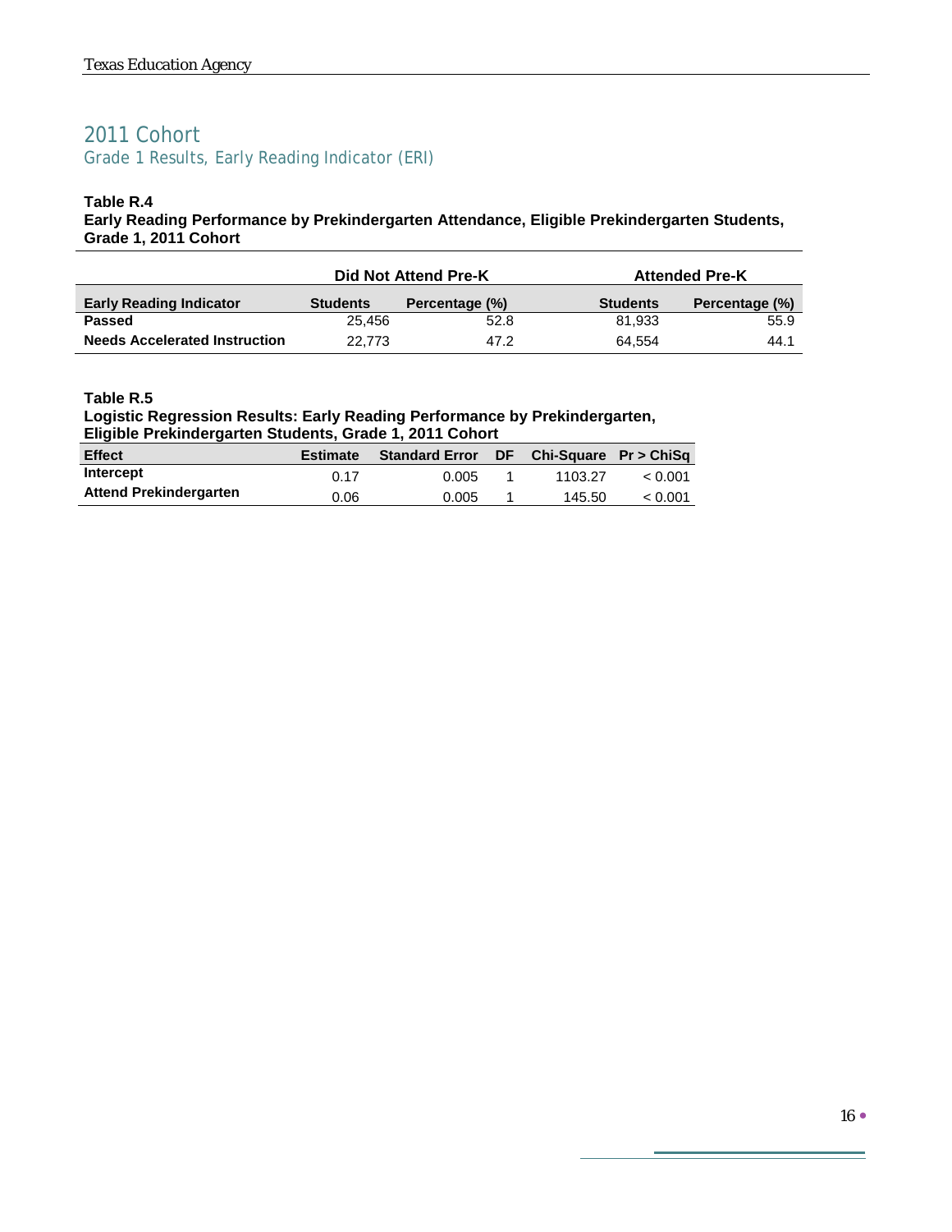## 2011 Cohort

### Grade 1 Results, Early Reading Indicator (ERI)

**Table R.4**
**Early Reading Performance by Prekindergarten Attendance, Eligible Prekindergarten Students, Grade 1, 2011 Cohort**

| | Did Not Attend Pre-K | | Attended Pre-K | |
|---|---|---|---|---|
| **Early Reading Indicator** | **Students** | **Percentage (%)** | **Students** | **Percentage (%)** |
| **Passed** | 25,456 | 52.8 | 81,933 | 55.9 |
| **Needs Accelerated Instruction** | 22,773 | 47.2 | 64,554 | 44.1 |

**Table R.5**
**Logistic Regression Results: Early Reading Performance by Prekindergarten, Eligible Prekindergarten Students, Grade 1, 2011 Cohort**

| Effect | Estimate | Standard Error | DF | Chi-Square | Pr > ChiSq |
|---|---|---|---|---|---|
| **Intercept** | 0.17 | 0.005 | 1 | 1103.27 | < 0.001 |
| **Attend Prekindergarten** | 0.06 | 0.005 | 1 | 145.50 | < 0.001 |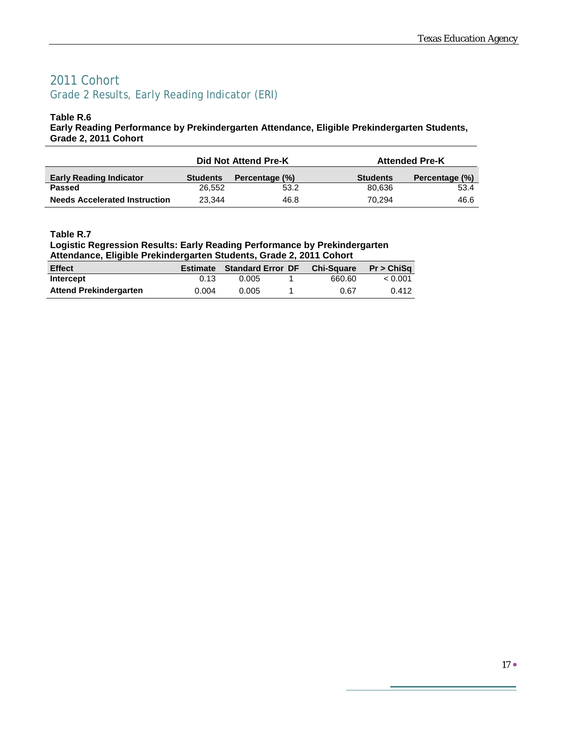## 2011 Cohort

### Grade 2 Results, Early Reading Indicator (ERI)

**Table R.6**
**Early Reading Performance by Prekindergarten Attendance, Eligible Prekindergarten Students, Grade 2, 2011 Cohort**

| | Did Not Attend Pre-K | | Attended Pre-K | |
|---|---|---|---|---|
| **Early Reading Indicator** | **Students** | **Percentage (%)** | **Students** | **Percentage (%)** |
| **Passed** | 26,552 | 53.2 | 80,636 | 53.4 |
| **Needs Accelerated Instruction** | 23,344 | 46.8 | 70,294 | 46.6 |

**Table R.7**
**Logistic Regression Results: Early Reading Performance by Prekindergarten Attendance, Eligible Prekindergarten Students, Grade 2, 2011 Cohort**

| Effect | Estimate | Standard Error | DF | Chi-Square | Pr > ChiSq |
|---|---|---|---|---|---|
| **Intercept** | 0.13 | 0.005 | 1 | 660.60 | < 0.001 |
| **Attend Prekindergarten** | 0.004 | 0.005 | 1 | 0.67 | 0.412 |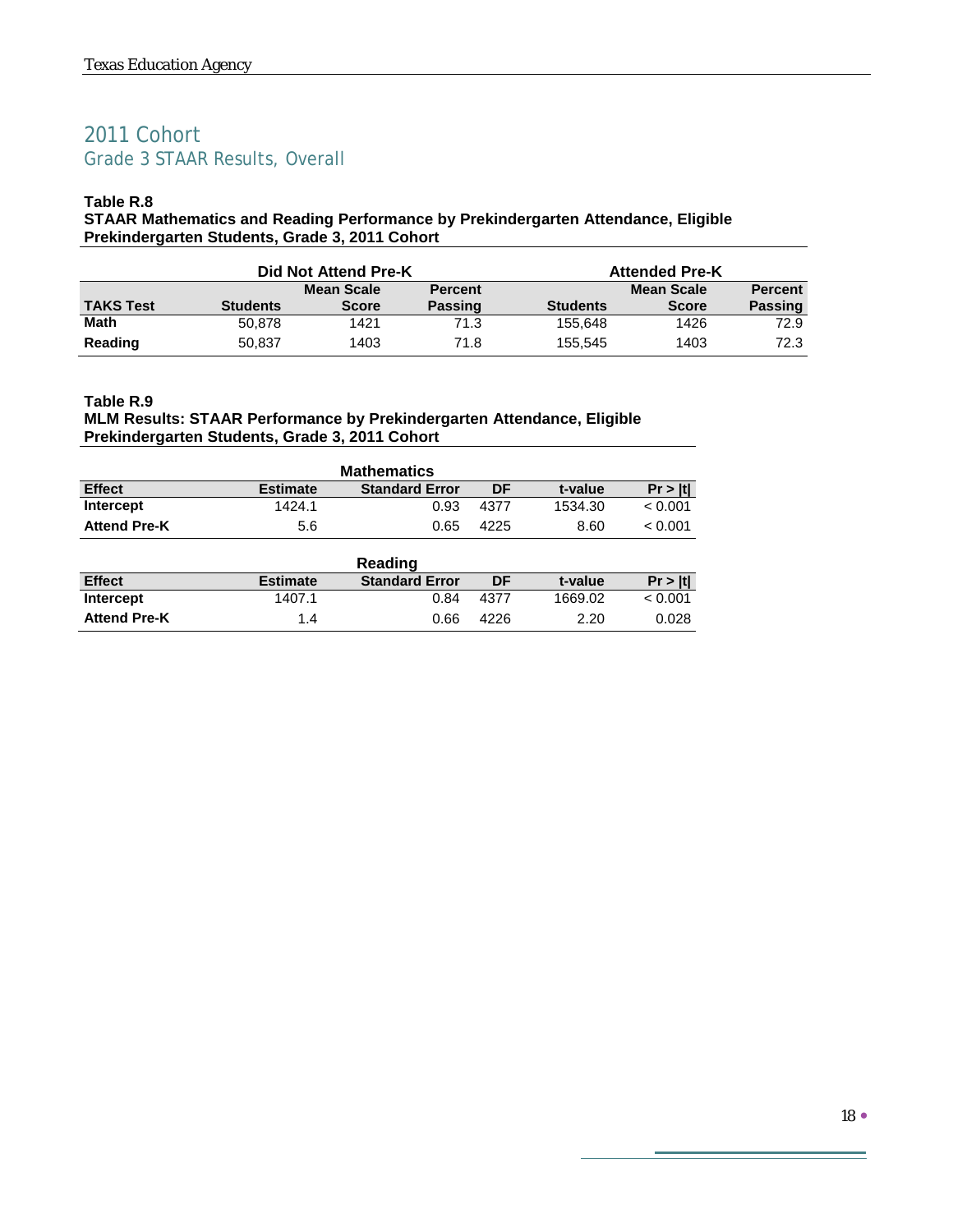## 2011 Cohort

### Grade 3 STAAR Results, Overall

**Table R.8**
**STAAR Mathematics and Reading Performance by Prekindergarten Attendance, Eligible Prekindergarten Students, Grade 3, 2011 Cohort**

| | Did Not Attend Pre-K | | | Attended Pre-K | | |
|---|---|---|---|---|---|---|
| **TAKS Test** | **Students** | **Mean Scale Score** | **Percent Passing** | **Students** | **Mean Scale Score** | **Percent Passing** |
| **Math** | 50,878 | 1421 | 71.3 | 155,648 | 1426 | 72.9 |
| **Reading** | 50,837 | 1403 | 71.8 | 155,545 | 1403 | 72.3 |

**Table R.9**
**MLM Results: STAAR Performance by Prekindergarten Attendance, Eligible Prekindergarten Students, Grade 3, 2011 Cohort**

| Mathematics | | | | | |
|---|---|---|---|---|---|
| **Effect** | **Estimate** | **Standard Error** | **DF** | **t-value** | **Pr > \|t\|** |
| **Intercept** | 1424.1 | 0.93 | 4377 | 1534.30 | < 0.001 |
| **Attend Pre-K** | 5.6 | 0.65 | 4225 | 8.60 | < 0.001 |

| Reading | | | | | |
|---|---|---|---|---|---|
| **Effect** | **Estimate** | **Standard Error** | **DF** | **t-value** | **Pr > \|t\|** |
| **Intercept** | 1407.1 | 0.84 | 4377 | 1669.02 | < 0.001 |
| **Attend Pre-K** | 1.4 | 0.66 | 4226 | 2.20 | 0.028 |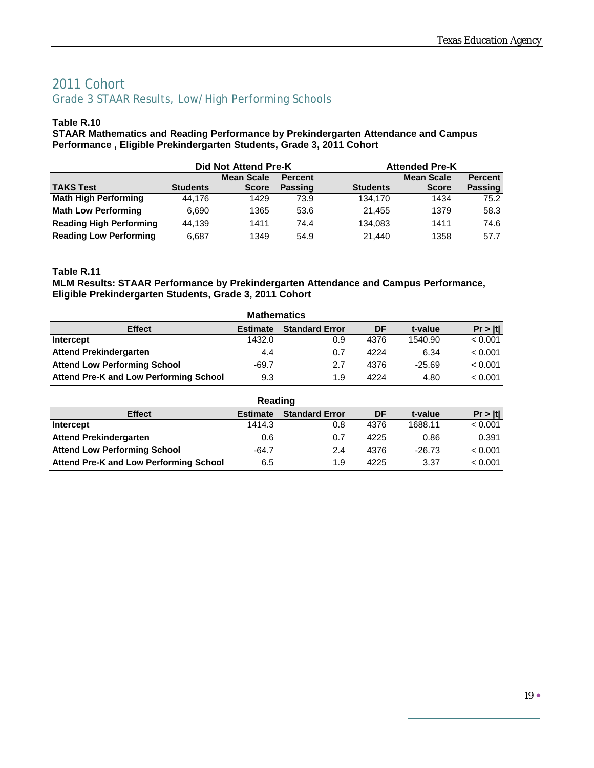## 2011 Cohort

### Grade 3 STAAR Results, Low/High Performing Schools

**Table R.10**
**STAAR Mathematics and Reading Performance by Prekindergarten Attendance and Campus Performance , Eligible Prekindergarten Students, Grade 3, 2011 Cohort**

| | Did Not Attend Pre-K | | | Attended Pre-K | | |
|---|---|---|---|---|---|---|
| **TAKS Test** | **Students** | **Mean Scale Score** | **Percent Passing** | **Students** | **Mean Scale Score** | **Percent Passing** |
| **Math High Performing** | 44,176 | 1429 | 73.9 | 134,170 | 1434 | 75.2 |
| **Math Low Performing** | 6,690 | 1365 | 53.6 | 21,455 | 1379 | 58.3 |
| **Reading High Performing** | 44,139 | 1411 | 74.4 | 134,083 | 1411 | 74.6 |
| **Reading Low Performing** | 6,687 | 1349 | 54.9 | 21,440 | 1358 | 57.7 |

**Table R.11**
**MLM Results: STAAR Performance by Prekindergarten Attendance and Campus Performance, Eligible Prekindergarten Students, Grade 3, 2011 Cohort**

**Mathematics**

| Effect | Estimate | Standard Error | DF | t-value | Pr > \|t\| |
|---|---|---|---|---|---|
| **Intercept** | 1432.0 | 0.9 | 4376 | 1540.90 | < 0.001 |
| **Attend Prekindergarten** | 4.4 | 0.7 | 4224 | 6.34 | < 0.001 |
| **Attend Low Performing School** | -69.7 | 2.7 | 4376 | -25.69 | < 0.001 |
| **Attend Pre-K and Low Performing School** | 9.3 | 1.9 | 4224 | 4.80 | < 0.001 |

**Reading**

| Effect | Estimate | Standard Error | DF | t-value | Pr > \|t\| |
|---|---|---|---|---|---|
| **Intercept** | 1414.3 | 0.8 | 4376 | 1688.11 | < 0.001 |
| **Attend Prekindergarten** | 0.6 | 0.7 | 4225 | 0.86 | 0.391 |
| **Attend Low Performing School** | -64.7 | 2.4 | 4376 | -26.73 | < 0.001 |
| **Attend Pre-K and Low Performing School** | 6.5 | 1.9 | 4225 | 3.37 | < 0.001 |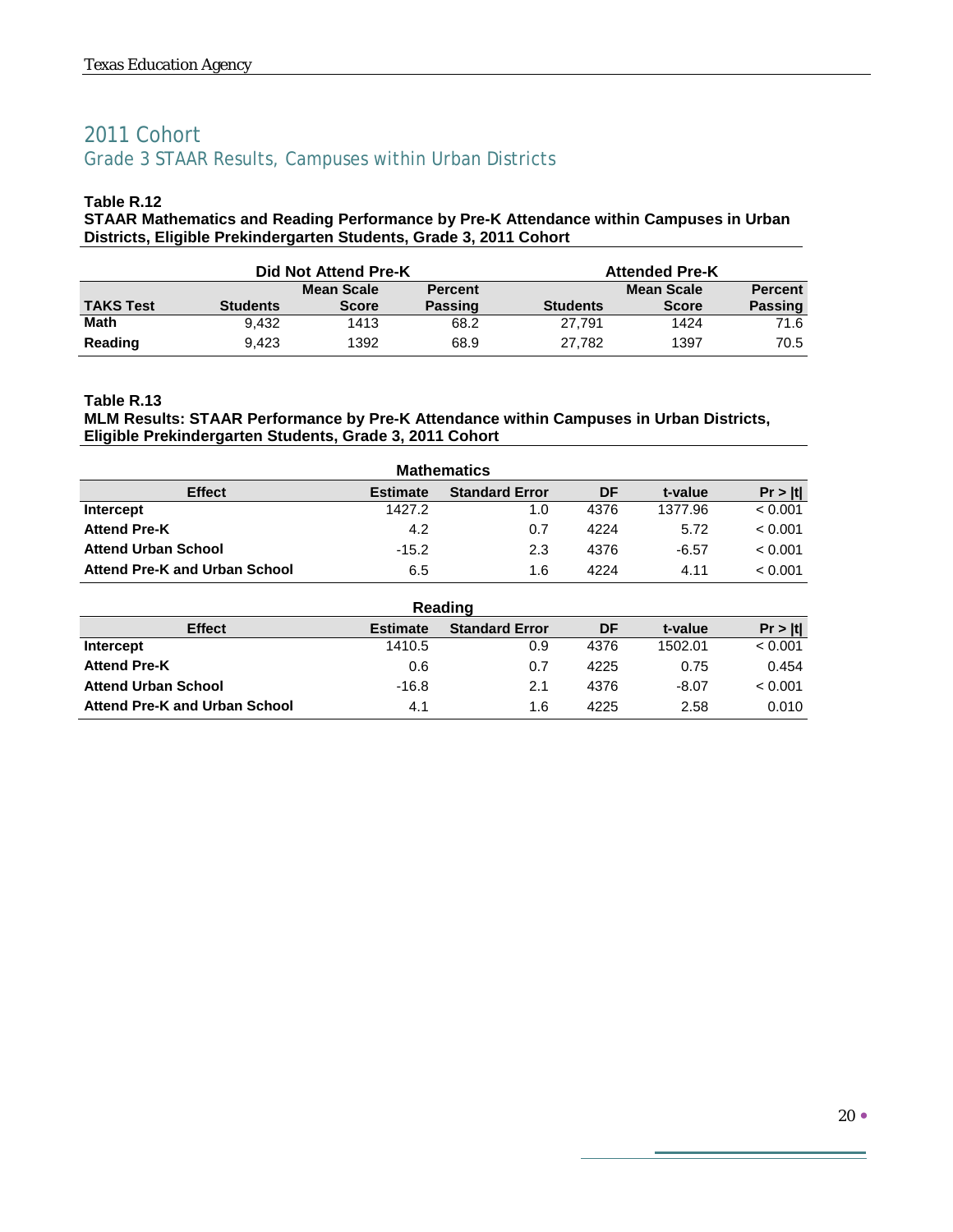## 2011 Cohort

### Grade 3 STAAR Results, Campuses within Urban Districts

**Table R.12**
**STAAR Mathematics and Reading Performance by Pre-K Attendance within Campuses in Urban Districts, Eligible Prekindergarten Students, Grade 3, 2011 Cohort**

| | Did Not Attend Pre-K | | | Attended Pre-K | | |
|---|---|---|---|---|---|---|
| **TAKS Test** | **Students** | **Mean Scale Score** | **Percent Passing** | **Students** | **Mean Scale Score** | **Percent Passing** |
| **Math** | 9,432 | 1413 | 68.2 | 27,791 | 1424 | 71.6 |
| **Reading** | 9,423 | 1392 | 68.9 | 27,782 | 1397 | 70.5 |

**Table R.13**
**MLM Results: STAAR Performance by Pre-K Attendance within Campuses in Urban Districts, Eligible Prekindergarten Students, Grade 3, 2011 Cohort**

**Mathematics**

| Effect | Estimate | Standard Error | DF | t-value | Pr > \|t\| |
|---|---|---|---|---|---|
| **Intercept** | 1427.2 | 1.0 | 4376 | 1377.96 | < 0.001 |
| **Attend Pre-K** | 4.2 | 0.7 | 4224 | 5.72 | < 0.001 |
| **Attend Urban School** | -15.2 | 2.3 | 4376 | -6.57 | < 0.001 |
| **Attend Pre-K and Urban School** | 6.5 | 1.6 | 4224 | 4.11 | < 0.001 |

**Reading**

| Effect | Estimate | Standard Error | DF | t-value | Pr > \|t\| |
|---|---|---|---|---|---|
| **Intercept** | 1410.5 | 0.9 | 4376 | 1502.01 | < 0.001 |
| **Attend Pre-K** | 0.6 | 0.7 | 4225 | 0.75 | 0.454 |
| **Attend Urban School** | -16.8 | 2.1 | 4376 | -8.07 | < 0.001 |
| **Attend Pre-K and Urban School** | 4.1 | 1.6 | 4225 | 2.58 | 0.010 |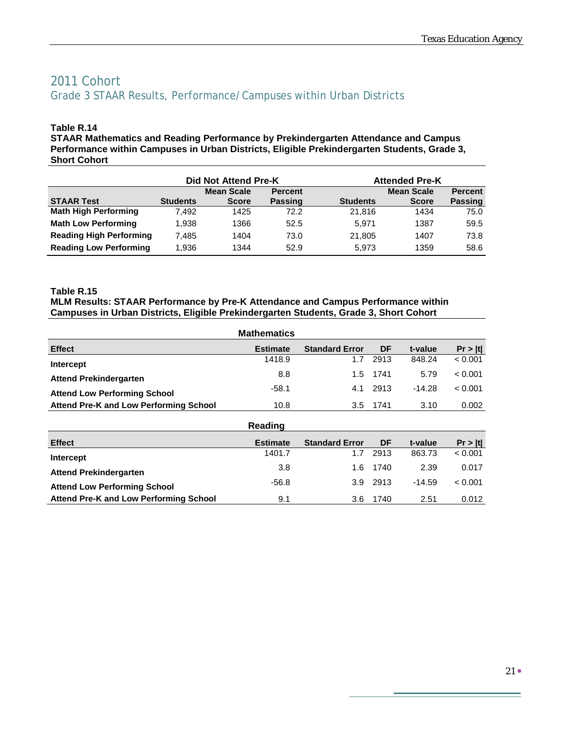# 2011 Cohort

## Grade 3 STAAR Results, Performance/Campuses within Urban Districts

**Table R.14**
**STAAR Mathematics and Reading Performance by Prekindergarten Attendance and Campus Performance within Campuses in Urban Districts, Eligible Prekindergarten Students, Grade 3, Short Cohort**

| | Did Not Attend Pre-K | | | Attended Pre-K | | |
|---|---|---|---|---|---|---|
| **STAAR Test** | **Students** | **Mean Scale Score** | **Percent Passing** | **Students** | **Mean Scale Score** | **Percent Passing** |
| **Math High Performing** | 7,492 | 1425 | 72.2 | 21,816 | 1434 | 75.0 |
| **Math Low Performing** | 1,938 | 1366 | 52.5 | 5,971 | 1387 | 59.5 |
| **Reading High Performing** | 7,485 | 1404 | 73.0 | 21,805 | 1407 | 73.8 |
| **Reading Low Performing** | 1,936 | 1344 | 52.9 | 5,973 | 1359 | 58.6 |

**Table R.15**
**MLM Results: STAAR Performance by Pre-K Attendance and Campus Performance within Campuses in Urban Districts, Eligible Prekindergarten Students, Grade 3, Short Cohort**

**Mathematics**

| Effect | Estimate | Standard Error | DF | t-value | Pr > \|t\| |
|---|---|---|---|---|---|
| **Intercept** | 1418.9 | 1.7 | 2913 | 848.24 | < 0.001 |
| **Attend Prekindergarten** | 8.8 | 1.5 | 1741 | 5.79 | < 0.001 |
| **Attend Low Performing School** | -58.1 | 4.1 | 2913 | -14.28 | < 0.001 |
| **Attend Pre-K and Low Performing School** | 10.8 | 3.5 | 1741 | 3.10 | 0.002 |

**Reading**

| Effect | Estimate | Standard Error | DF | t-value | Pr > \|t\| |
|---|---|---|---|---|---|
| **Intercept** | 1401.7 | 1.7 | 2913 | 863.73 | < 0.001 |
| **Attend Prekindergarten** | 3.8 | 1.6 | 1740 | 2.39 | 0.017 |
| **Attend Low Performing School** | -56.8 | 3.9 | 2913 | -14.59 | < 0.001 |
| **Attend Pre-K and Low Performing School** | 9.1 | 3.6 | 1740 | 2.51 | 0.012 |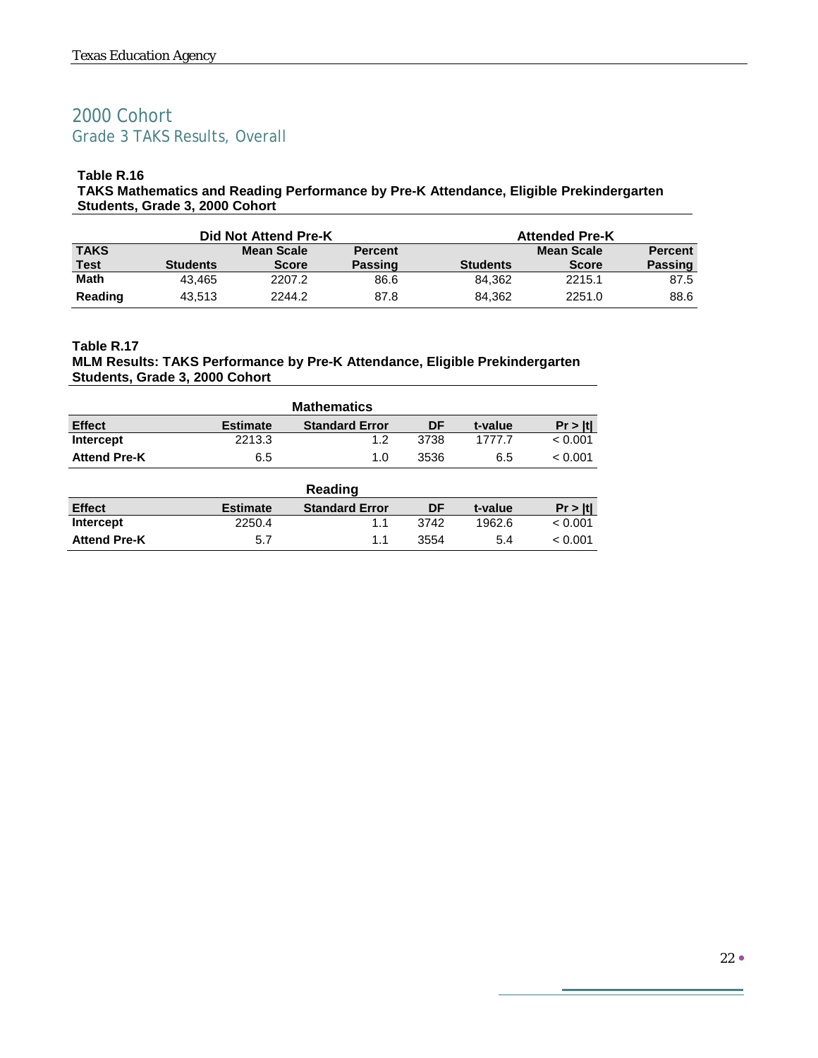## 2000 Cohort

### Grade 3 TAKS Results, Overall

**Table R.16**
**TAKS Mathematics and Reading Performance by Pre-K Attendance, Eligible Prekindergarten Students, Grade 3, 2000 Cohort**

| | Did Not Attend Pre-K | | | Attended Pre-K | | |
|---|---|---|---|---|---|---|
| **TAKS Test** | **Students** | **Mean Scale Score** | **Percent Passing** | **Students** | **Mean Scale Score** | **Percent Passing** |
| **Math** | 43,465 | 2207.2 | 86.6 | 84,362 | 2215.1 | 87.5 |
| **Reading** | 43,513 | 2244.2 | 87.8 | 84,362 | 2251.0 | 88.6 |

**Table R.17**
**MLM Results: TAKS Performance by Pre-K Attendance, Eligible Prekindergarten Students, Grade 3, 2000 Cohort**

**Mathematics**

| Effect | Estimate | Standard Error | DF | t-value | Pr > \|t\| |
|---|---|---|---|---|---|
| **Intercept** | 2213.3 | 1.2 | 3738 | 1777.7 | < 0.001 |
| **Attend Pre-K** | 6.5 | 1.0 | 3536 | 6.5 | < 0.001 |

**Reading**

| Effect | Estimate | Standard Error | DF | t-value | Pr > \|t\| |
|---|---|---|---|---|---|
| **Intercept** | 2250.4 | 1.1 | 3742 | 1962.6 | < 0.001 |
| **Attend Pre-K** | 5.7 | 1.1 | 3554 | 5.4 | < 0.001 |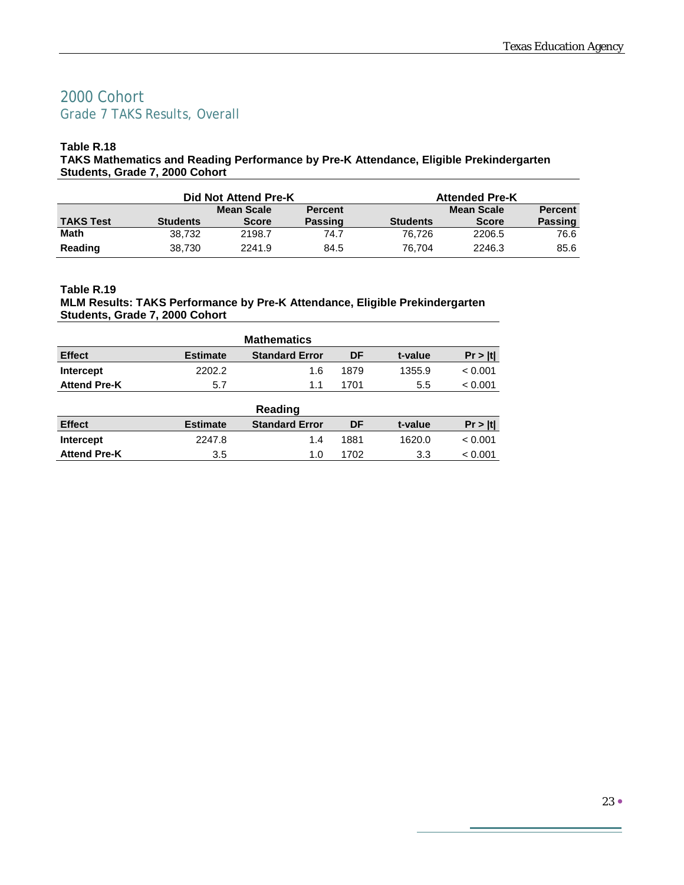## 2000 Cohort

### Grade 7 TAKS Results, Overall

**Table R.18**
**TAKS Mathematics and Reading Performance by Pre-K Attendance, Eligible Prekindergarten Students, Grade 7, 2000 Cohort**

| | Did Not Attend Pre-K | | | Attended Pre-K | | |
|---|---|---|---|---|---|---|
| **TAKS Test** | **Students** | **Mean Scale Score** | **Percent Passing** | **Students** | **Mean Scale Score** | **Percent Passing** |
| **Math** | 38,732 | 2198.7 | 74.7 | 76,726 | 2206.5 | 76.6 |
| **Reading** | 38,730 | 2241.9 | 84.5 | 76,704 | 2246.3 | 85.6 |

**Table R.19**
**MLM Results: TAKS Performance by Pre-K Attendance, Eligible Prekindergarten Students, Grade 7, 2000 Cohort**

**Mathematics**

| Effect | Estimate | Standard Error | DF | t-value | Pr > \|t\| |
|---|---|---|---|---|---|
| **Intercept** | 2202.2 | 1.6 | 1879 | 1355.9 | < 0.001 |
| **Attend Pre-K** | 5.7 | 1.1 | 1701 | 5.5 | < 0.001 |

**Reading**

| Effect | Estimate | Standard Error | DF | t-value | Pr > \|t\| |
|---|---|---|---|---|---|
| **Intercept** | 2247.8 | 1.4 | 1881 | 1620.0 | < 0.001 |
| **Attend Pre-K** | 3.5 | 1.0 | 1702 | 3.3 | < 0.001 |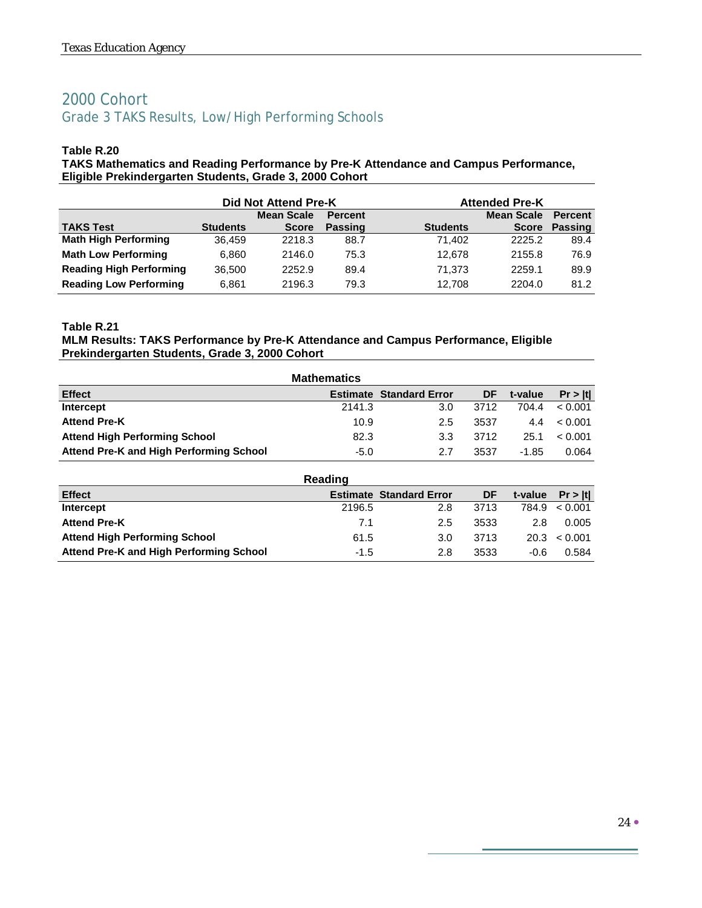## 2000 Cohort

### Grade 3 TAKS Results, Low/High Performing Schools

**Table R.20**
**TAKS Mathematics and Reading Performance by Pre-K Attendance and Campus Performance, Eligible Prekindergarten Students, Grade 3, 2000 Cohort**

| | Did Not Attend Pre-K | | | Attended Pre-K | | |
|---|---|---|---|---|---|---|
| **TAKS Test** | **Students** | **Mean Scale Score** | **Percent Passing** | **Students** | **Mean Scale Score** | **Percent Passing** |
| **Math High Performing** | 36,459 | 2218.3 | 88.7 | 71,402 | 2225.2 | 89.4 |
| **Math Low Performing** | 6,860 | 2146.0 | 75.3 | 12,678 | 2155.8 | 76.9 |
| **Reading High Performing** | 36,500 | 2252.9 | 89.4 | 71,373 | 2259.1 | 89.9 |
| **Reading Low Performing** | 6,861 | 2196.3 | 79.3 | 12,708 | 2204.0 | 81.2 |

**Table R.21**
**MLM Results: TAKS Performance by Pre-K Attendance and Campus Performance, Eligible Prekindergarten Students, Grade 3, 2000 Cohort**

**Mathematics**

| Effect | Estimate | Standard Error | DF | t-value | Pr > \|t\| |
|---|---|---|---|---|---|
| **Intercept** | 2141.3 | 3.0 | 3712 | 704.4 | < 0.001 |
| **Attend Pre-K** | 10.9 | 2.5 | 3537 | 4.4 | < 0.001 |
| **Attend High Performing School** | 82.3 | 3.3 | 3712 | 25.1 | < 0.001 |
| **Attend Pre-K and High Performing School** | -5.0 | 2.7 | 3537 | -1.85 | 0.064 |

**Reading**

| Effect | Estimate | Standard Error | DF | t-value | Pr > \|t\| |
|---|---|---|---|---|---|
| **Intercept** | 2196.5 | 2.8 | 3713 | 784.9 | < 0.001 |
| **Attend Pre-K** | 7.1 | 2.5 | 3533 | 2.8 | 0.005 |
| **Attend High Performing School** | 61.5 | 3.0 | 3713 | 20.3 | < 0.001 |
| **Attend Pre-K and High Performing School** | -1.5 | 2.8 | 3533 | -0.6 | 0.584 |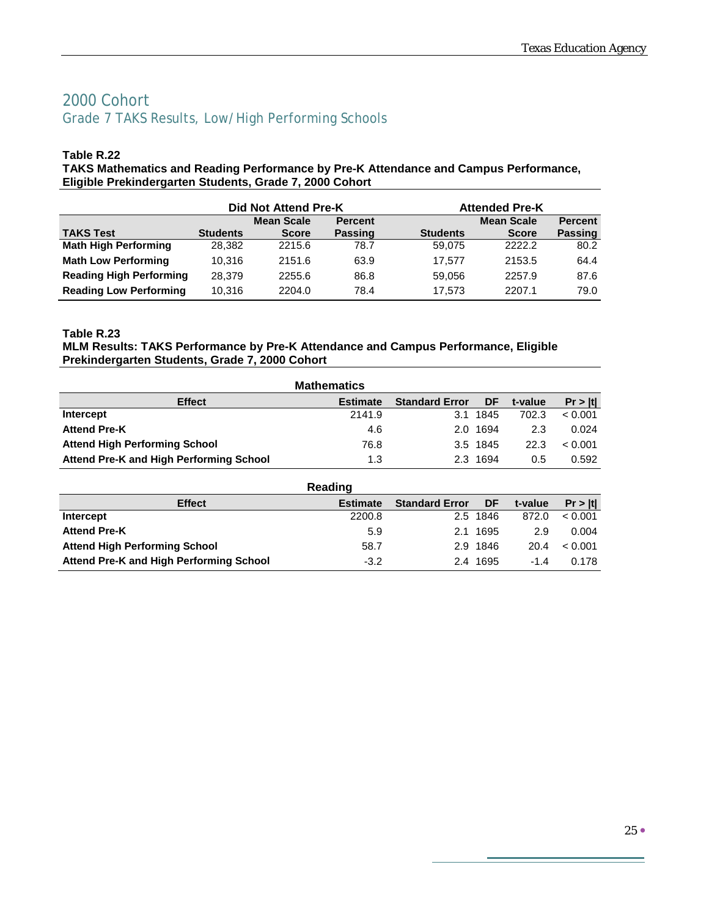# 2000 Cohort

## Grade 7 TAKS Results, Low/High Performing Schools

**Table R.22**
**TAKS Mathematics and Reading Performance by Pre-K Attendance and Campus Performance, Eligible Prekindergarten Students, Grade 7, 2000 Cohort**

| | Did Not Attend Pre-K | | | Attended Pre-K | | |
|---|---|---|---|---|---|---|
| **TAKS Test** | **Students** | **Mean Scale Score** | **Percent Passing** | **Students** | **Mean Scale Score** | **Percent Passing** |
| **Math High Performing** | 28,382 | 2215.6 | 78.7 | 59,075 | 2222.2 | 80.2 |
| **Math Low Performing** | 10,316 | 2151.6 | 63.9 | 17,577 | 2153.5 | 64.4 |
| **Reading High Performing** | 28,379 | 2255.6 | 86.8 | 59,056 | 2257.9 | 87.6 |
| **Reading Low Performing** | 10,316 | 2204.0 | 78.4 | 17,573 | 2207.1 | 79.0 |

**Table R.23**
**MLM Results: TAKS Performance by Pre-K Attendance and Campus Performance, Eligible Prekindergarten Students, Grade 7, 2000 Cohort**

**Mathematics**

| Effect | Estimate | Standard Error | DF | t-value | Pr > \|t\| |
|---|---|---|---|---|---|
| **Intercept** | 2141.9 | 3.1 | 1845 | 702.3 | < 0.001 |
| **Attend Pre-K** | 4.6 | 2.0 | 1694 | 2.3 | 0.024 |
| **Attend High Performing School** | 76.8 | 3.5 | 1845 | 22.3 | < 0.001 |
| **Attend Pre-K and High Performing School** | 1.3 | 2.3 | 1694 | 0.5 | 0.592 |

**Reading**

| Effect | Estimate | Standard Error | DF | t-value | Pr > \|t\| |
|---|---|---|---|---|---|
| **Intercept** | 2200.8 | 2.5 | 1846 | 872.0 | < 0.001 |
| **Attend Pre-K** | 5.9 | 2.1 | 1695 | 2.9 | 0.004 |
| **Attend High Performing School** | 58.7 | 2.9 | 1846 | 20.4 | < 0.001 |
| **Attend Pre-K and High Performing School** | -3.2 | 2.4 | 1695 | -1.4 | 0.178 |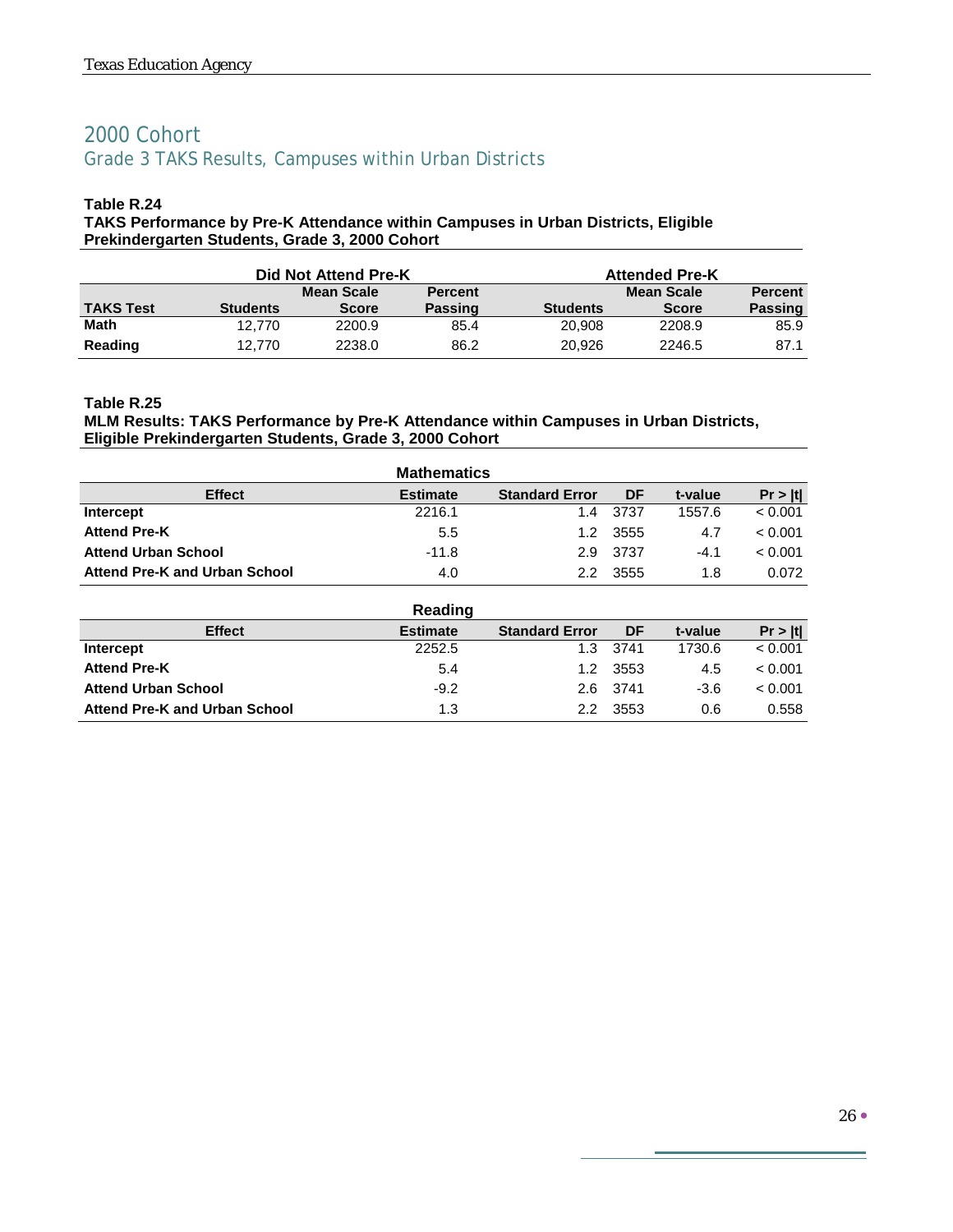## 2000 Cohort

### Grade 3 TAKS Results, Campuses within Urban Districts

**Table R.24**
**TAKS Performance by Pre-K Attendance within Campuses in Urban Districts, Eligible Prekindergarten Students, Grade 3, 2000 Cohort**

| | Did Not Attend Pre-K | | | Attended Pre-K | | |
|---|---|---|---|---|---|---|
| **TAKS Test** | **Students** | **Mean Scale Score** | **Percent Passing** | **Students** | **Mean Scale Score** | **Percent Passing** |
| **Math** | 12,770 | 2200.9 | 85.4 | 20,908 | 2208.9 | 85.9 |
| **Reading** | 12,770 | 2238.0 | 86.2 | 20,926 | 2246.5 | 87.1 |

**Table R.25**
**MLM Results: TAKS Performance by Pre-K Attendance within Campuses in Urban Districts, Eligible Prekindergarten Students, Grade 3, 2000 Cohort**

**Mathematics**

| Effect | Estimate | Standard Error | DF | t-value | Pr > \|t\| |
|---|---|---|---|---|---|
| **Intercept** | 2216.1 | 1.4 | 3737 | 1557.6 | < 0.001 |
| **Attend Pre-K** | 5.5 | 1.2 | 3555 | 4.7 | < 0.001 |
| **Attend Urban School** | -11.8 | 2.9 | 3737 | -4.1 | < 0.001 |
| **Attend Pre-K and Urban School** | 4.0 | 2.2 | 3555 | 1.8 | 0.072 |

**Reading**

| Effect | Estimate | Standard Error | DF | t-value | Pr > \|t\| |
|---|---|---|---|---|---|
| **Intercept** | 2252.5 | 1.3 | 3741 | 1730.6 | < 0.001 |
| **Attend Pre-K** | 5.4 | 1.2 | 3553 | 4.5 | < 0.001 |
| **Attend Urban School** | -9.2 | 2.6 | 3741 | -3.6 | < 0.001 |
| **Attend Pre-K and Urban School** | 1.3 | 2.2 | 3553 | 0.6 | 0.558 |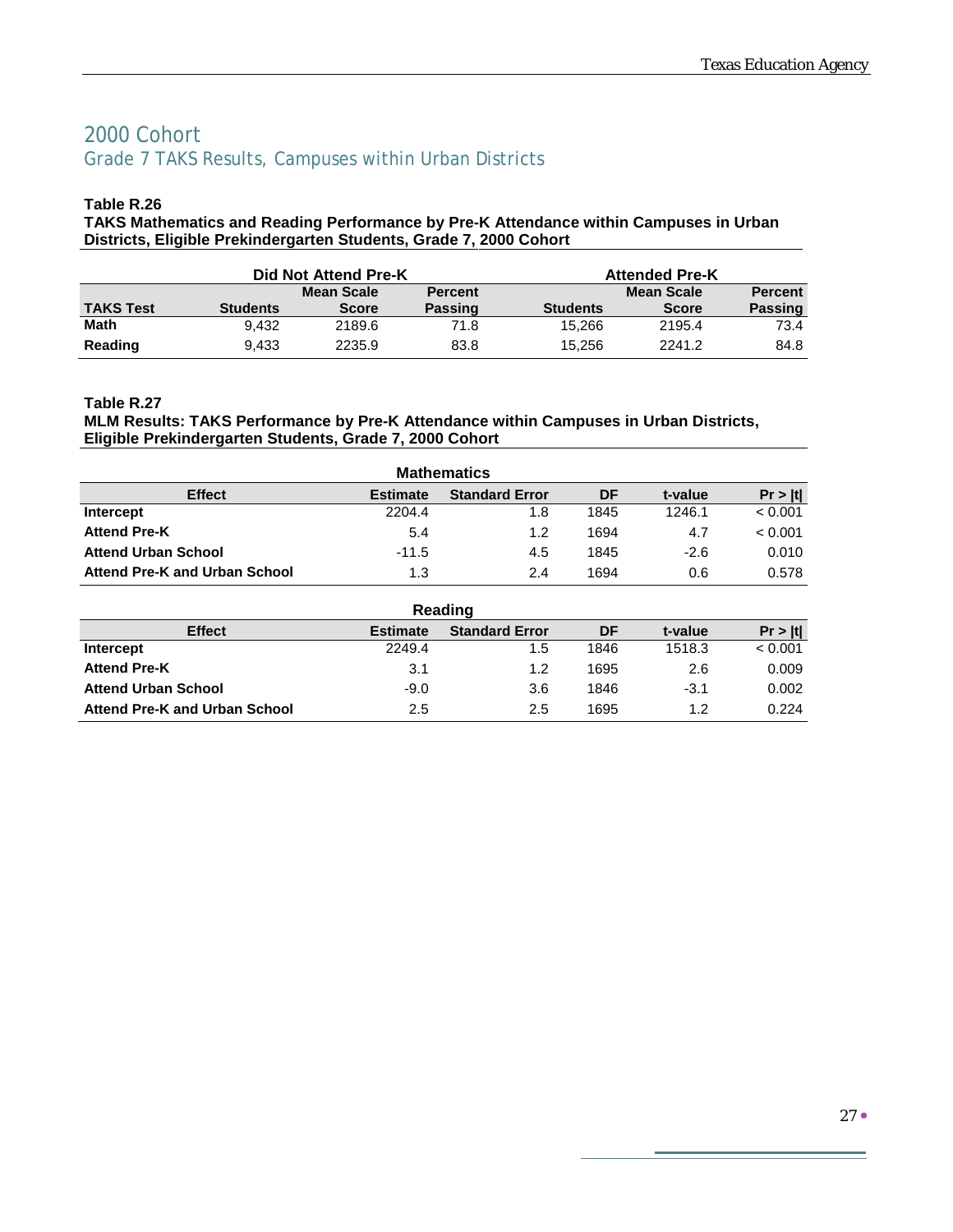# 2000 Cohort

## Grade 7 TAKS Results, Campuses within Urban Districts

**Table R.26**

**TAKS Mathematics and Reading Performance by Pre-K Attendance within Campuses in Urban Districts, Eligible Prekindergarten Students, Grade 7, 2000 Cohort**

| | Did Not Attend Pre-K | | | Attended Pre-K | | |
|---|---|---|---|---|---|---|
| **TAKS Test** | **Students** | **Mean Scale Score** | **Percent Passing** | **Students** | **Mean Scale Score** | **Percent Passing** |
| **Math** | 9,432 | 2189.6 | 71.8 | 15,266 | 2195.4 | 73.4 |
| **Reading** | 9,433 | 2235.9 | 83.8 | 15,256 | 2241.2 | 84.8 |

**Table R.27**

**MLM Results: TAKS Performance by Pre-K Attendance within Campuses in Urban Districts, Eligible Prekindergarten Students, Grade 7, 2000 Cohort**

**Mathematics**

| Effect | Estimate | Standard Error | DF | t-value | Pr > \|t\| |
|---|---|---|---|---|---|
| **Intercept** | 2204.4 | 1.8 | 1845 | 1246.1 | < 0.001 |
| **Attend Pre-K** | 5.4 | 1.2 | 1694 | 4.7 | < 0.001 |
| **Attend Urban School** | -11.5 | 4.5 | 1845 | -2.6 | 0.010 |
| **Attend Pre-K and Urban School** | 1.3 | 2.4 | 1694 | 0.6 | 0.578 |

**Reading**

| Effect | Estimate | Standard Error | DF | t-value | Pr > \|t\| |
|---|---|---|---|---|---|
| **Intercept** | 2249.4 | 1.5 | 1846 | 1518.3 | < 0.001 |
| **Attend Pre-K** | 3.1 | 1.2 | 1695 | 2.6 | 0.009 |
| **Attend Urban School** | -9.0 | 3.6 | 1846 | -3.1 | 0.002 |
| **Attend Pre-K and Urban School** | 2.5 | 2.5 | 1695 | 1.2 | 0.224 |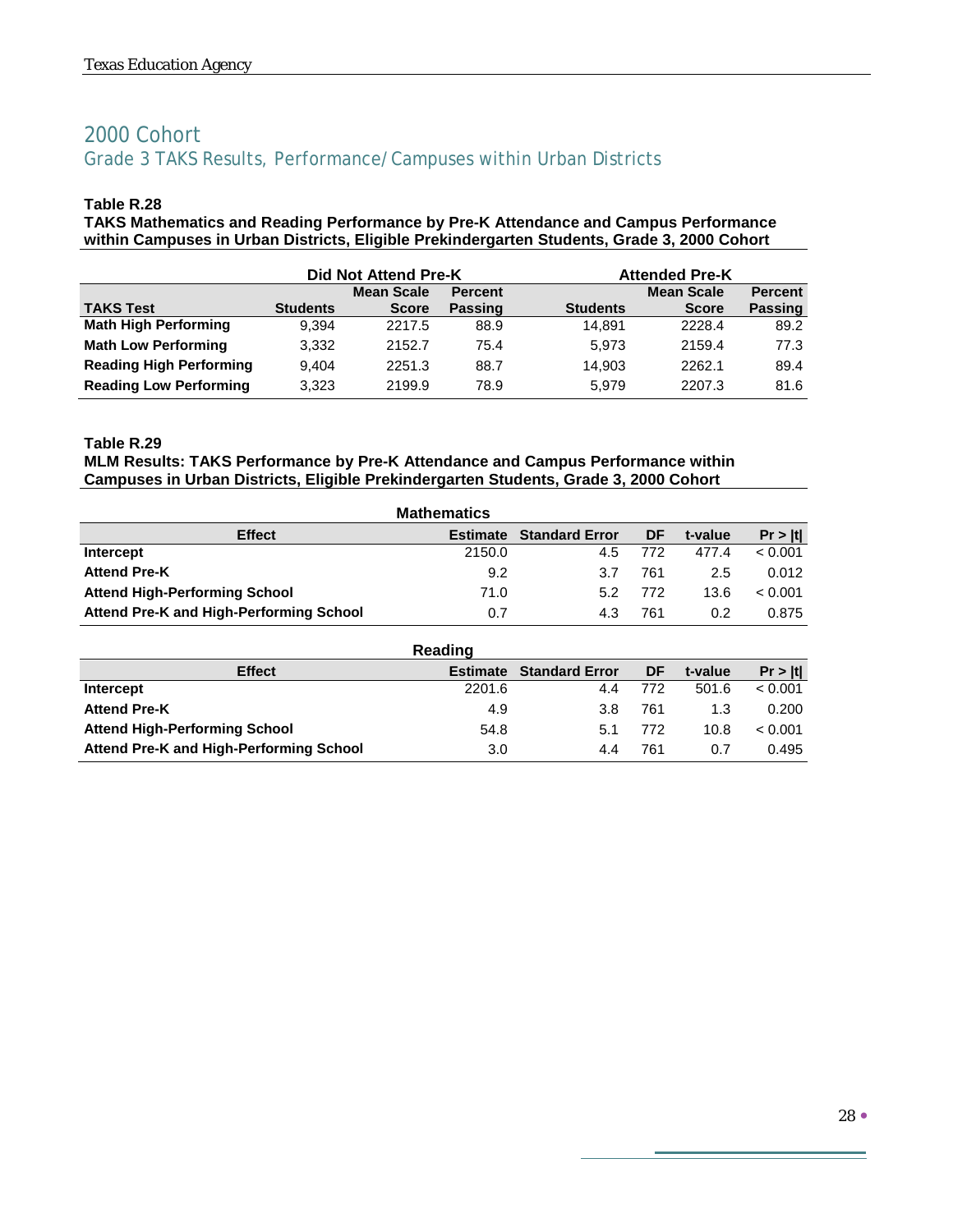## 2000 Cohort

### Grade 3 TAKS Results, Performance/Campuses within Urban Districts

**Table R.28**
**TAKS Mathematics and Reading Performance by Pre-K Attendance and Campus Performance within Campuses in Urban Districts, Eligible Prekindergarten Students, Grade 3, 2000 Cohort**

| | Did Not Attend Pre-K | | | Attended Pre-K | | |
|---|---|---|---|---|---|---|
| **TAKS Test** | **Students** | **Mean Scale Score** | **Percent Passing** | **Students** | **Mean Scale Score** | **Percent Passing** |
| **Math High Performing** | 9,394 | 2217.5 | 88.9 | 14,891 | 2228.4 | 89.2 |
| **Math Low Performing** | 3,332 | 2152.7 | 75.4 | 5,973 | 2159.4 | 77.3 |
| **Reading High Performing** | 9,404 | 2251.3 | 88.7 | 14,903 | 2262.1 | 89.4 |
| **Reading Low Performing** | 3,323 | 2199.9 | 78.9 | 5,979 | 2207.3 | 81.6 |

**Table R.29**
**MLM Results: TAKS Performance by Pre-K Attendance and Campus Performance within Campuses in Urban Districts, Eligible Prekindergarten Students, Grade 3, 2000 Cohort**

**Mathematics**

| Effect | Estimate | Standard Error | DF | t-value | Pr > \|t\| |
|---|---|---|---|---|---|
| **Intercept** | 2150.0 | 4.5 | 772 | 477.4 | < 0.001 |
| **Attend Pre-K** | 9.2 | 3.7 | 761 | 2.5 | 0.012 |
| **Attend High-Performing School** | 71.0 | 5.2 | 772 | 13.6 | < 0.001 |
| **Attend Pre-K and High-Performing School** | 0.7 | 4.3 | 761 | 0.2 | 0.875 |

**Reading**

| Effect | Estimate | Standard Error | DF | t-value | Pr > \|t\| |
|---|---|---|---|---|---|
| **Intercept** | 2201.6 | 4.4 | 772 | 501.6 | < 0.001 |
| **Attend Pre-K** | 4.9 | 3.8 | 761 | 1.3 | 0.200 |
| **Attend High-Performing School** | 54.8 | 5.1 | 772 | 10.8 | < 0.001 |
| **Attend Pre-K and High-Performing School** | 3.0 | 4.4 | 761 | 0.7 | 0.495 |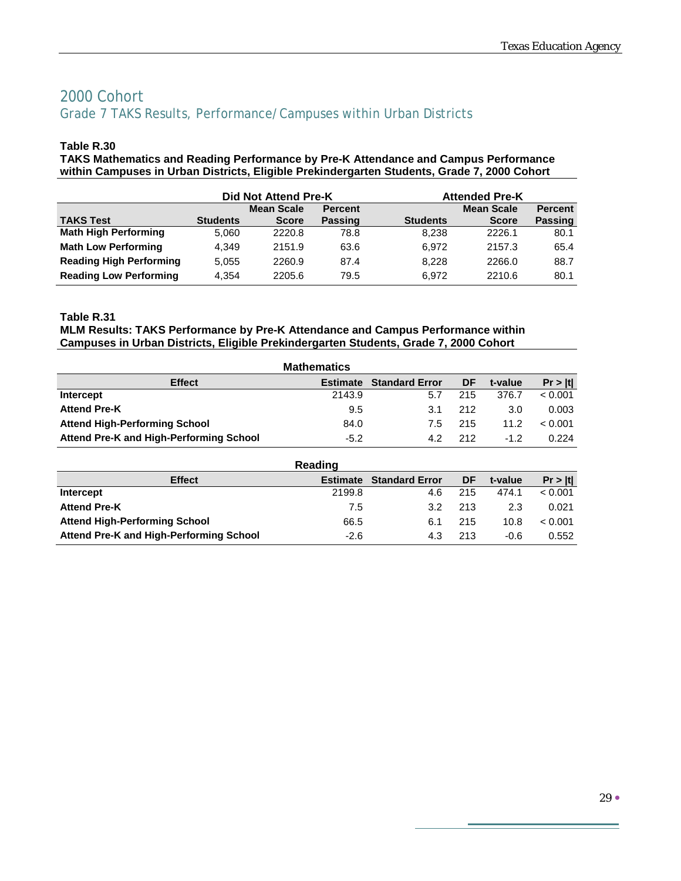# 2000 Cohort

## Grade 7 TAKS Results, Performance/Campuses within Urban Districts

**Table R.30**
**TAKS Mathematics and Reading Performance by Pre-K Attendance and Campus Performance within Campuses in Urban Districts, Eligible Prekindergarten Students, Grade 7, 2000 Cohort**

| | Did Not Attend Pre-K | | | Attended Pre-K | | |
|---|---|---|---|---|---|---|
| **TAKS Test** | **Students** | **Mean Scale Score** | **Percent Passing** | **Students** | **Mean Scale Score** | **Percent Passing** |
| **Math High Performing** | 5,060 | 2220.8 | 78.8 | 8,238 | 2226.1 | 80.1 |
| **Math Low Performing** | 4,349 | 2151.9 | 63.6 | 6,972 | 2157.3 | 65.4 |
| **Reading High Performing** | 5,055 | 2260.9 | 87.4 | 8,228 | 2266.0 | 88.7 |
| **Reading Low Performing** | 4,354 | 2205.6 | 79.5 | 6,972 | 2210.6 | 80.1 |

**Table R.31**
**MLM Results: TAKS Performance by Pre-K Attendance and Campus Performance within Campuses in Urban Districts, Eligible Prekindergarten Students, Grade 7, 2000 Cohort**

**Mathematics**

| Effect | Estimate | Standard Error | DF | t-value | Pr > \|t\| |
|---|---|---|---|---|---|
| **Intercept** | 2143.9 | 5.7 | 215 | 376.7 | < 0.001 |
| **Attend Pre-K** | 9.5 | 3.1 | 212 | 3.0 | 0.003 |
| **Attend High-Performing School** | 84.0 | 7.5 | 215 | 11.2 | < 0.001 |
| **Attend Pre-K and High-Performing School** | -5.2 | 4.2 | 212 | -1.2 | 0.224 |

**Reading**

| Effect | Estimate | Standard Error | DF | t-value | Pr > \|t\| |
|---|---|---|---|---|---|
| **Intercept** | 2199.8 | 4.6 | 215 | 474.1 | < 0.001 |
| **Attend Pre-K** | 7.5 | 3.2 | 213 | 2.3 | 0.021 |
| **Attend High-Performing School** | 66.5 | 6.1 | 215 | 10.8 | < 0.001 |
| **Attend Pre-K and High-Performing School** | -2.6 | 4.3 | 213 | -0.6 | 0.552 |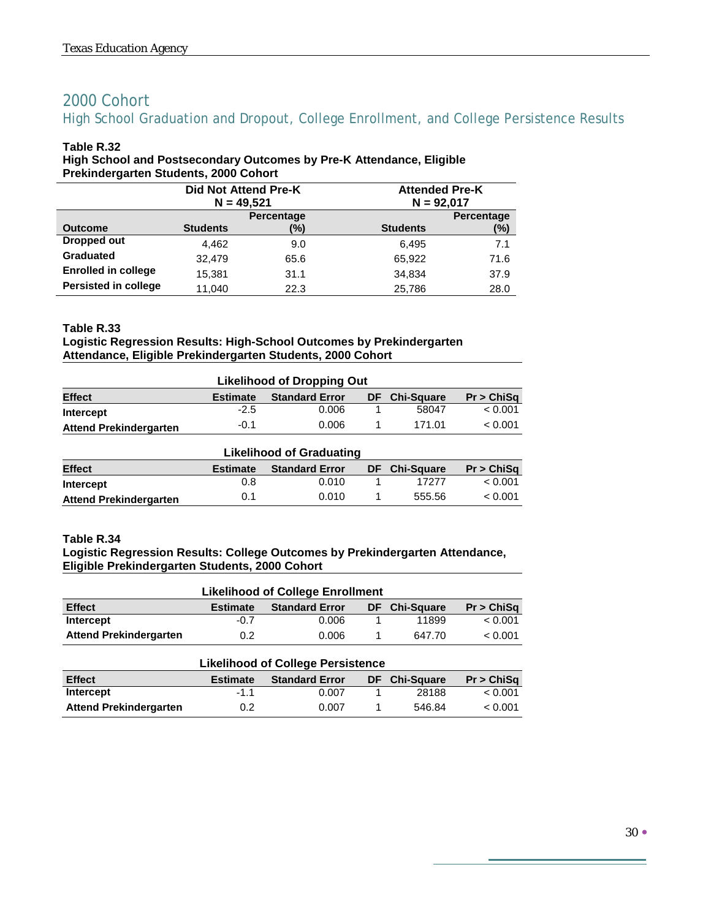## 2000 Cohort

### High School Graduation and Dropout, College Enrollment, and College Persistence Results

**Table R.32**
**High School and Postsecondary Outcomes by Pre-K Attendance, Eligible Prekindergarten Students, 2000 Cohort**

| | Did Not Attend Pre-K N = 49,521 | | Attended Pre-K N = 92,017 | |
|---|---|---|---|---|
| **Outcome** | **Students** | **Percentage (%)** | **Students** | **Percentage (%)** |
| **Dropped out** | 4,462 | 9.0 | 6,495 | 7.1 |
| **Graduated** | 32,479 | 65.6 | 65,922 | 71.6 |
| **Enrolled in college** | 15,381 | 31.1 | 34,834 | 37.9 |
| **Persisted in college** | 11,040 | 22.3 | 25,786 | 28.0 |

**Table R.33**
**Logistic Regression Results: High-School Outcomes by Prekindergarten Attendance, Eligible Prekindergarten Students, 2000 Cohort**

**Likelihood of Dropping Out**

| Effect | Estimate | Standard Error | DF | Chi-Square | Pr > ChiSq |
|---|---|---|---|---|---|
| **Intercept** | -2.5 | 0.006 | 1 | 58047 | < 0.001 |
| **Attend Prekindergarten** | -0.1 | 0.006 | 1 | 171.01 | < 0.001 |

**Likelihood of Graduating**

| Effect | Estimate | Standard Error | DF | Chi-Square | Pr > ChiSq |
|---|---|---|---|---|---|
| **Intercept** | 0.8 | 0.010 | 1 | 17277 | < 0.001 |
| **Attend Prekindergarten** | 0.1 | 0.010 | 1 | 555.56 | < 0.001 |

**Table R.34**
**Logistic Regression Results: College Outcomes by Prekindergarten Attendance, Eligible Prekindergarten Students, 2000 Cohort**

**Likelihood of College Enrollment**

| Effect | Estimate | Standard Error | DF | Chi-Square | Pr > ChiSq |
|---|---|---|---|---|---|
| **Intercept** | -0.7 | 0.006 | 1 | 11899 | < 0.001 |
| **Attend Prekindergarten** | 0.2 | 0.006 | 1 | 647.70 | < 0.001 |

**Likelihood of College Persistence**

| Effect | Estimate | Standard Error | DF | Chi-Square | Pr > ChiSq |
|---|---|---|---|---|---|
| **Intercept** | -1.1 | 0.007 | 1 | 28188 | < 0.001 |
| **Attend Prekindergarten** | 0.2 | 0.007 | 1 | 546.84 | < 0.001 |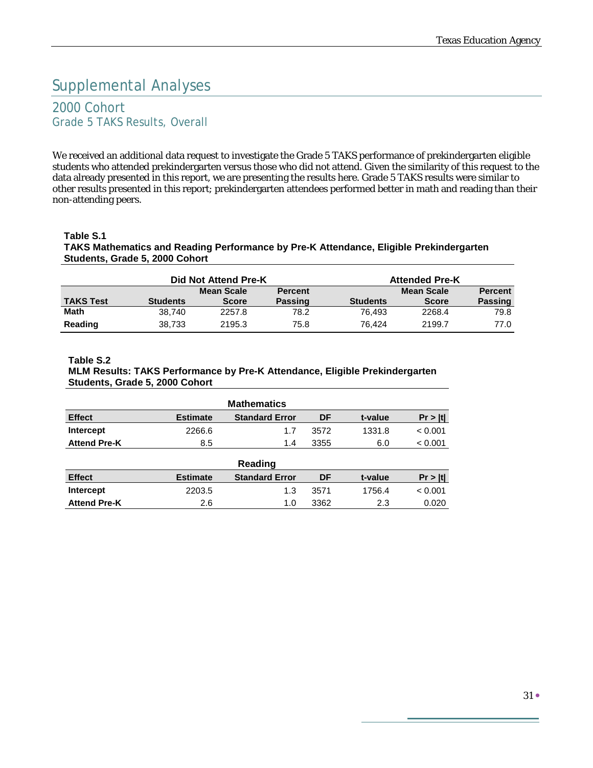# Supplemental Analyses

## 2000 Cohort

### Grade 5 TAKS Results, Overall

We received an additional data request to investigate the Grade 5 TAKS performance of prekindergarten eligible students who attended prekindergarten versus those who did not attend. Given the similarity of this request to the data already presented in this report, we are presenting the results here. Grade 5 TAKS results were similar to other results presented in this report; prekindergarten attendees performed better in math and reading than their non-attending peers.

**Table S.1**
**TAKS Mathematics and Reading Performance by Pre-K Attendance, Eligible Prekindergarten Students, Grade 5, 2000 Cohort**

| | Did Not Attend Pre-K | | | Attended Pre-K | | |
|---|---|---|---|---|---|---|
| **TAKS Test** | **Students** | **Mean Scale Score** | **Percent Passing** | **Students** | **Mean Scale Score** | **Percent Passing** |
| **Math** | 38,740 | 2257.8 | 78.2 | 76,493 | 2268.4 | 79.8 |
| **Reading** | 38,733 | 2195.3 | 75.8 | 76,424 | 2199.7 | 77.0 |

**Table S.2**
**MLM Results: TAKS Performance by Pre-K Attendance, Eligible Prekindergarten Students, Grade 5, 2000 Cohort**

**Mathematics**

| Effect | Estimate | Standard Error | DF | t-value | Pr > \|t\| |
|---|---|---|---|---|---|
| **Intercept** | 2266.6 | 1.7 | 3572 | 1331.8 | < 0.001 |
| **Attend Pre-K** | 8.5 | 1.4 | 3355 | 6.0 | < 0.001 |

**Reading**

| Effect | Estimate | Standard Error | DF | t-value | Pr > \|t\| |
|---|---|---|---|---|---|
| **Intercept** | 2203.5 | 1.3 | 3571 | 1756.4 | < 0.001 |
| **Attend Pre-K** | 2.6 | 1.0 | 3362 | 2.3 | 0.020 |